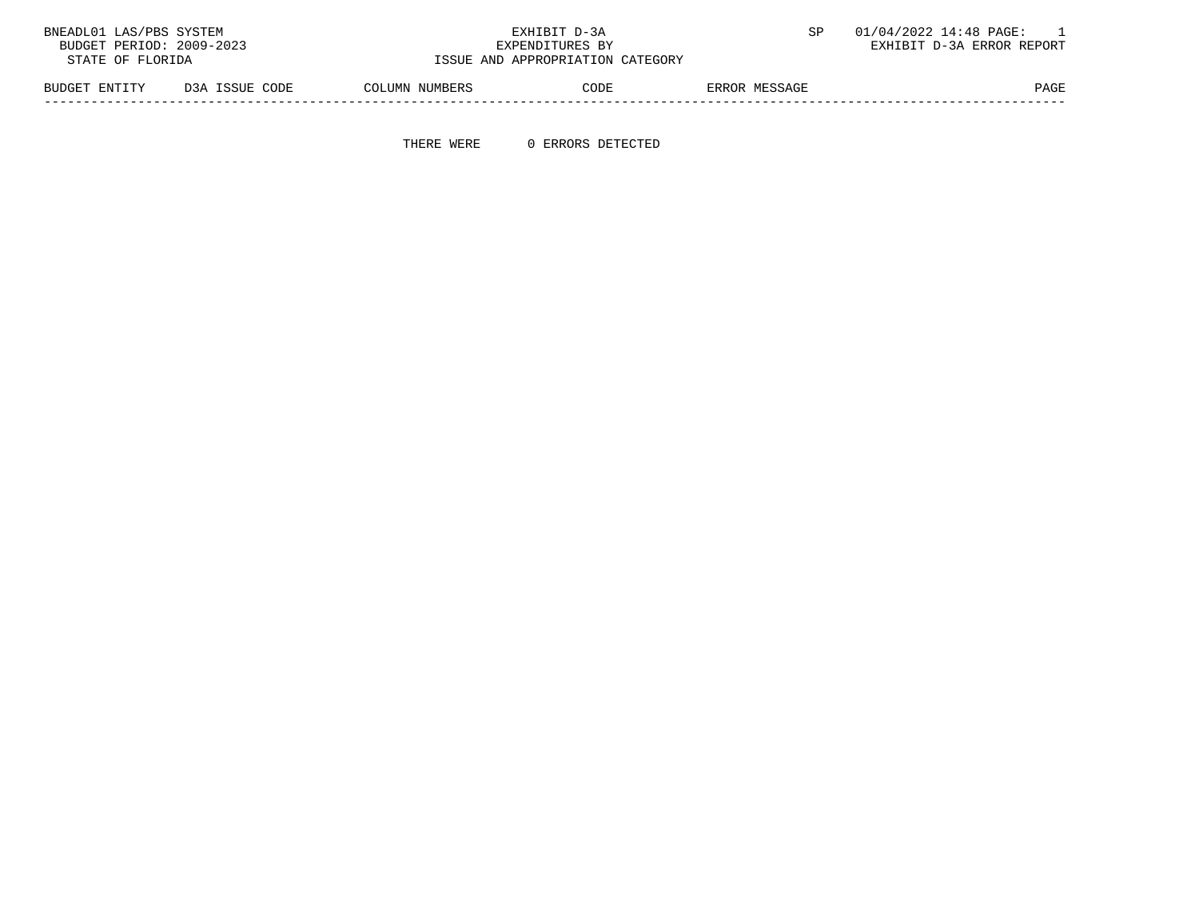BNEADL01 LAS/PBS SYSTEM  
BUDGET PERIOD: 2009-2023  
STATE OF FLORIDA

EXHIBIT D-3A  
EXPENDITURES BY  
ISSUE AND APPROPRIATION CATEGORY

SP 01/04/2022 14:48 PAGE: 1  
EXHIBIT D-3A ERROR REPORT

| BUDGET ENTITY | D3A ISSUE CODE | COLUMN NUMBERS | CODE | ERROR MESSAGE | PAGE |
|---|---|---|---|---|---|

THERE WERE 0 ERRORS DETECTED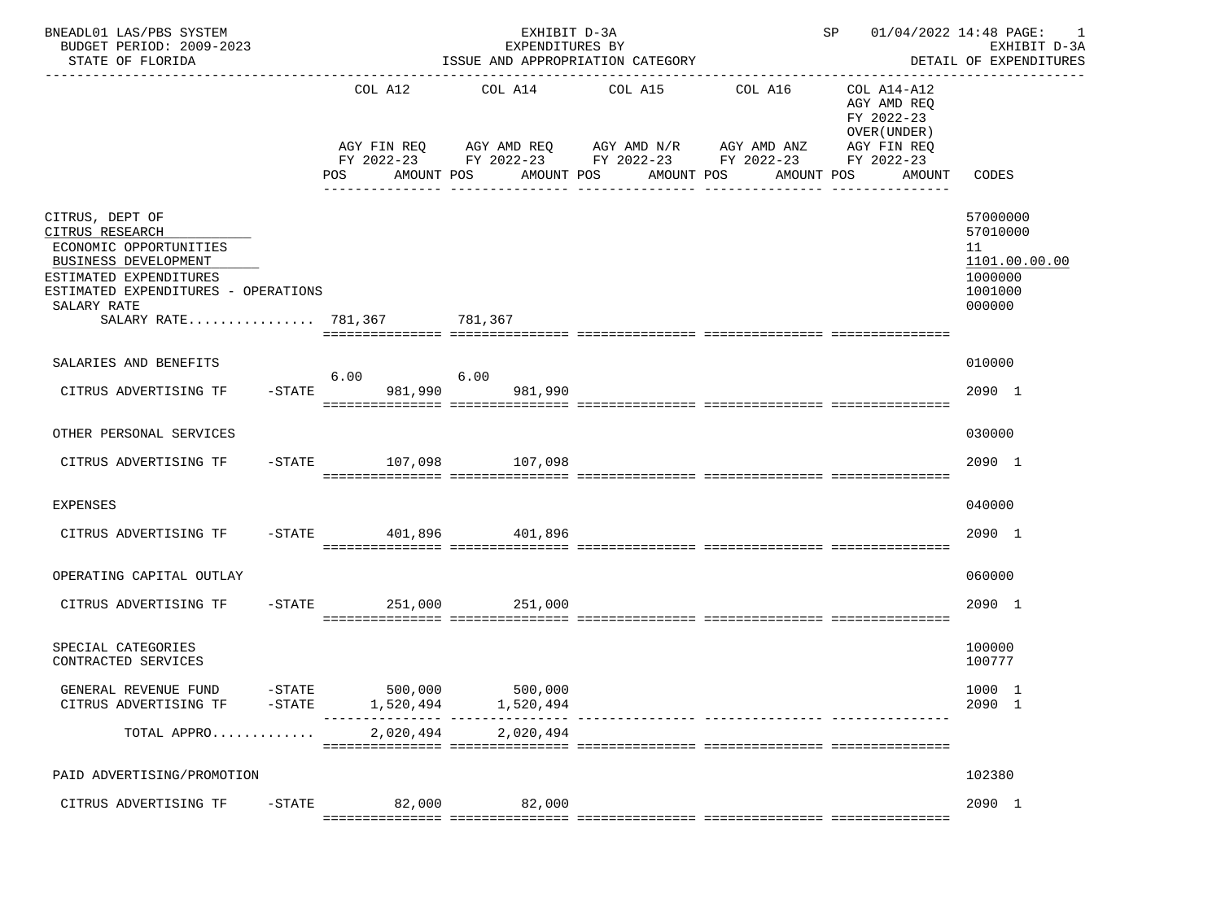BNEADL01 LAS/PBS SYSTEM — EXHIBIT D-3A — EXPENDITURES BY ISSUE AND APPROPRIATION CATEGORY — BUDGET PERIOD: 2009-2023 — STATE OF FLORIDA — SP 01/04/2022 14:48 — EXHIBIT D-3A DETAIL OF EXPENDITURES

| | COL A12 AGY FIN REQ FY 2022-23 POS | AMOUNT | COL A14 AGY AMD REQ FY 2022-23 POS | AMOUNT | COL A15 AGY AMD N/R FY 2022-23 POS | AMOUNT | COL A16 AGY AMD ANZ FY 2022-23 POS | AMOUNT | COL A14-A12 AGY AMD REQ FY 2022-23 OVER(UNDER) AGY FIN REQ FY 2022-23 POS | AMOUNT | CODES |
|---|---|---|---|---|---|---|---|---|---|---|---|
| CITRUS, DEPT OF | | | | | | | | | | | 57000000 |
| CITRUS RESEARCH | | | | | | | | | | | 57010000 |
| ECONOMIC OPPORTUNITIES | | | | | | | | | | | 11 |
| BUSINESS DEVELOPMENT | | | | | | | | | | | 1101.00.00.00 |
| ESTIMATED EXPENDITURES | | | | | | | | | | | 1000000 |
| ESTIMATED EXPENDITURES - OPERATIONS | | | | | | | | | | | 1001000 |
| SALARY RATE | | | | | | | | | | | 000000 |
| SALARY RATE................ | | 781,367 | | 781,367 | | | | | | | |
| SALARIES AND BENEFITS | | | | | | | | | | | 010000 |
| CITRUS ADVERTISING TF -STATE | 6.00 | 981,990 | 6.00 | 981,990 | | | | | | | 2090 1 |
| OTHER PERSONAL SERVICES | | | | | | | | | | | 030000 |
| CITRUS ADVERTISING TF -STATE | | 107,098 | | 107,098 | | | | | | | 2090 1 |
| EXPENSES | | | | | | | | | | | 040000 |
| CITRUS ADVERTISING TF -STATE | | 401,896 | | 401,896 | | | | | | | 2090 1 |
| OPERATING CAPITAL OUTLAY | | | | | | | | | | | 060000 |
| CITRUS ADVERTISING TF -STATE | | 251,000 | | 251,000 | | | | | | | 2090 1 |
| SPECIAL CATEGORIES | | | | | | | | | | | 100000 |
| CONTRACTED SERVICES | | | | | | | | | | | 100777 |
| GENERAL REVENUE FUND -STATE | | 500,000 | | 500,000 | | | | | | | 1000 1 |
| CITRUS ADVERTISING TF -STATE | | 1,520,494 | | 1,520,494 | | | | | | | 2090 1 |
| TOTAL APPRO............ | | 2,020,494 | | 2,020,494 | | | | | | | |
| PAID ADVERTISING/PROMOTION | | | | | | | | | | | 102380 |
| CITRUS ADVERTISING TF -STATE | | 82,000 | | 82,000 | | | | | | | 2090 1 |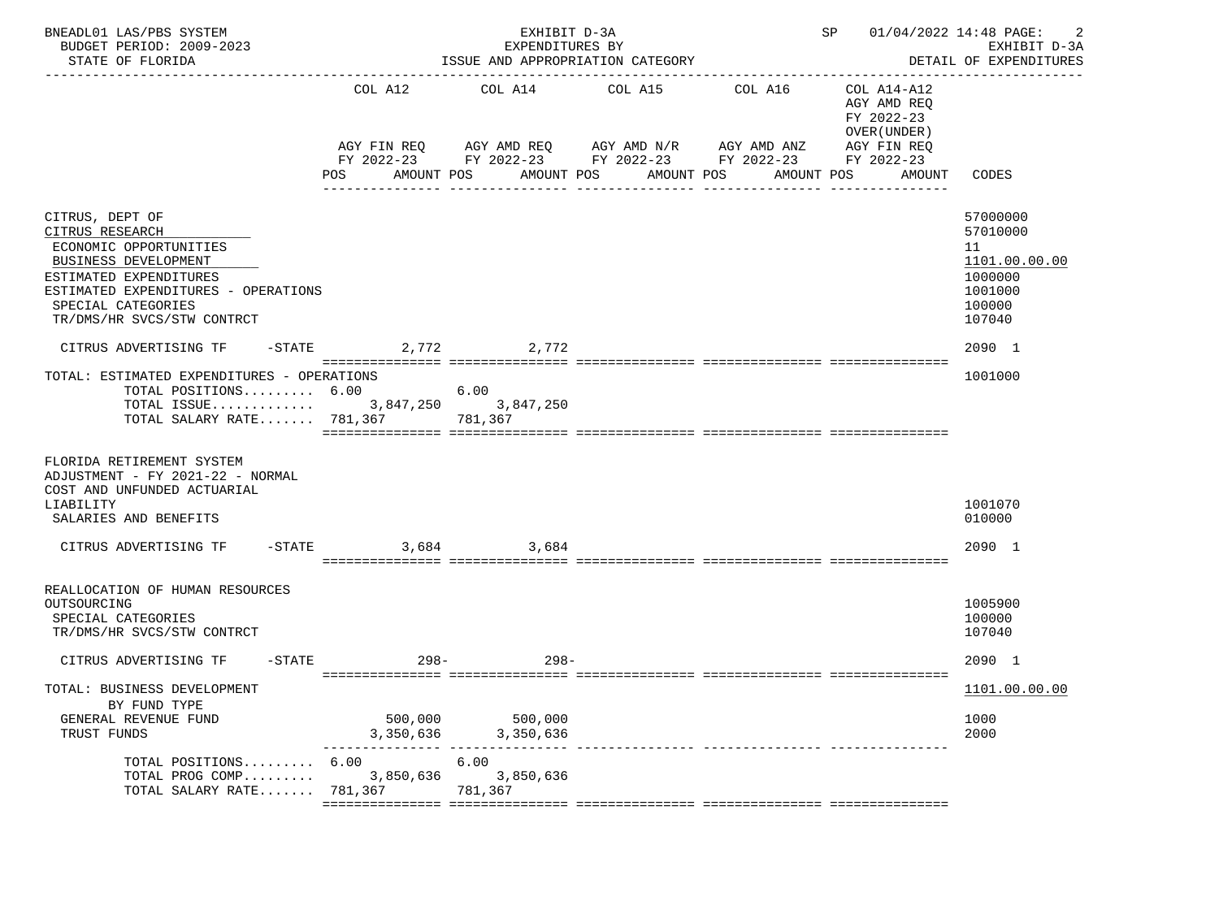BNEADL01 LAS/PBS SYSTEM — EXHIBIT D-3A — EXPENDITURES BY ISSUE AND APPROPRIATION CATEGORY — SP 01/04/2022 14:48 PAGE: 2
BUDGET PERIOD: 2009-2023 — EXHIBIT D-3A
STATE OF FLORIDA — DETAIL OF EXPENDITURES

| | COL A12 AGY FIN REQ FY 2022-23 POS AMOUNT | COL A14 AGY AMD REQ FY 2022-23 POS AMOUNT | COL A15 AGY AMD N/R FY 2022-23 POS AMOUNT | COL A16 AGY AMD ANZ FY 2022-23 POS AMOUNT | COL A14-A12 AGY AMD REQ FY 2022-23 OVER(UNDER) AGY FIN REQ FY 2022-23 POS AMOUNT | CODES |
|---|---|---|---|---|---|---|
| CITRUS, DEPT OF | | | | | | 57000000 |
| CITRUS RESEARCH | | | | | | 57010000 |
| ECONOMIC OPPORTUNITIES | | | | | | 11 |
| BUSINESS DEVELOPMENT | | | | | | 1101.00.00.00 |
| ESTIMATED EXPENDITURES | | | | | | 1000000 |
| ESTIMATED EXPENDITURES - OPERATIONS | | | | | | 1001000 |
| SPECIAL CATEGORIES | | | | | | 100000 |
| TR/DMS/HR SVCS/STW CONTRCT | | | | | | 107040 |
| CITRUS ADVERTISING TF -STATE | 2,772 | 2,772 | | | | 2090 1 |
| TOTAL: ESTIMATED EXPENDITURES - OPERATIONS | | | | | | 1001000 |
| TOTAL POSITIONS......... | 6.00 | 6.00 | | | | |
| TOTAL ISSUE............. | 3,847,250 | 3,847,250 | | | | |
| TOTAL SALARY RATE....... | 781,367 | 781,367 | | | | |
| FLORIDA RETIREMENT SYSTEM ADJUSTMENT - FY 2021-22 - NORMAL COST AND UNFUNDED ACTUARIAL LIABILITY | | | | | | 1001070 |
| SALARIES AND BENEFITS | | | | | | 010000 |
| CITRUS ADVERTISING TF -STATE | 3,684 | 3,684 | | | | 2090 1 |
| REALLOCATION OF HUMAN RESOURCES OUTSOURCING | | | | | | 1005900 |
| SPECIAL CATEGORIES | | | | | | 100000 |
| TR/DMS/HR SVCS/STW CONTRCT | | | | | | 107040 |
| CITRUS ADVERTISING TF -STATE | 298- | 298- | | | | 2090 1 |
| TOTAL: BUSINESS DEVELOPMENT | | | | | | 1101.00.00.00 |
| BY FUND TYPE | | | | | | |
| GENERAL REVENUE FUND | 500,000 | 500,000 | | | | 1000 |
| TRUST FUNDS | 3,350,636 | 3,350,636 | | | | 2000 |
| TOTAL POSITIONS......... | 6.00 | 6.00 | | | | |
| TOTAL PROG COMP......... | 3,850,636 | 3,850,636 | | | | |
| TOTAL SALARY RATE....... | 781,367 | 781,367 | | | | |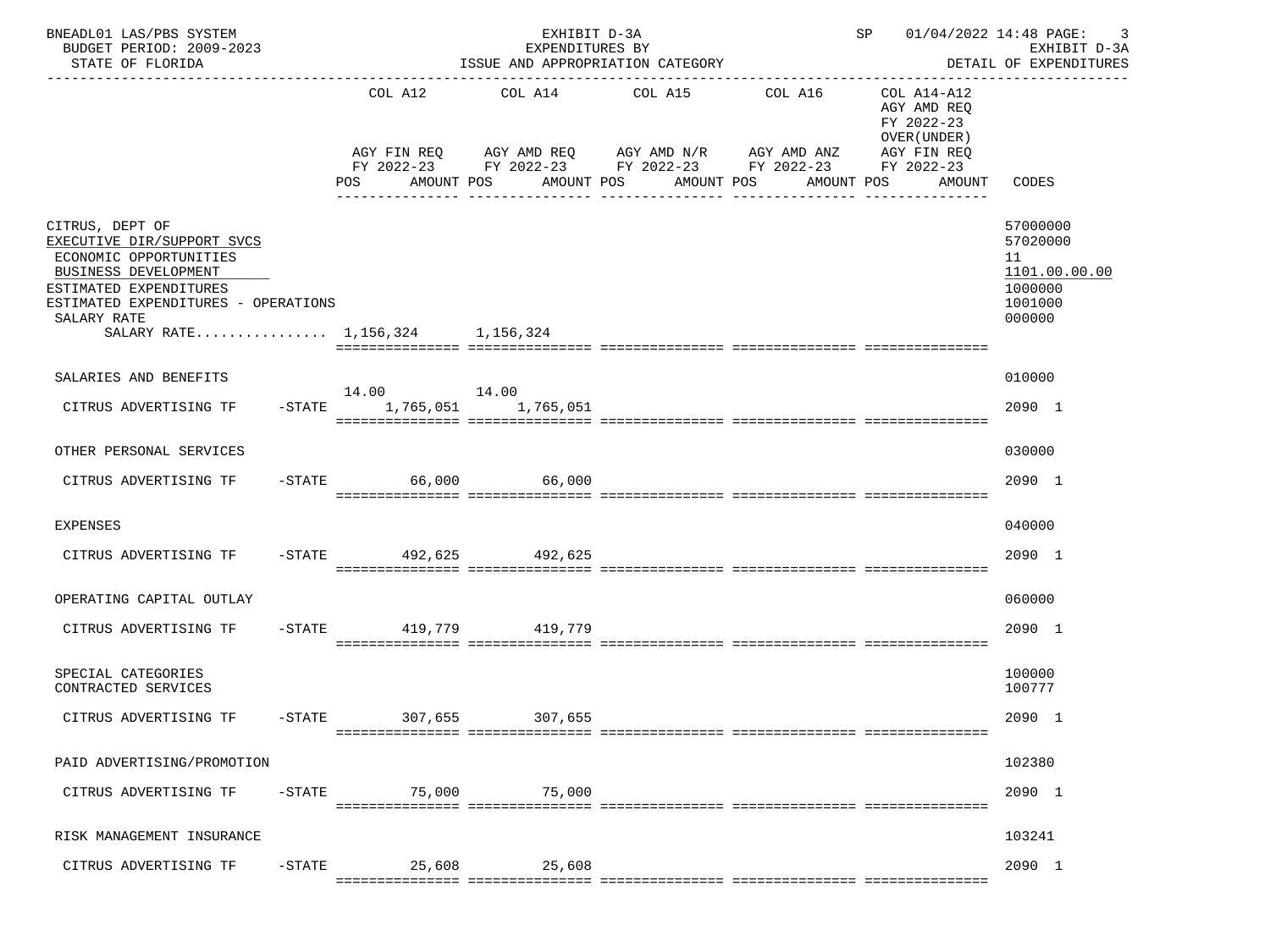BNEADL01 LAS/PBS SYSTEM — EXHIBIT D-3A — SP 01/04/2022 14:48

BUDGET PERIOD: 2009-2023 — EXPENDITURES BY ISSUE AND APPROPRIATION CATEGORY — EXHIBIT D-3A

STATE OF FLORIDA — DETAIL OF EXPENDITURES

| | COL A12 AGY FIN REQ FY 2022-23 POS AMOUNT | COL A14 AGY AMD REQ FY 2022-23 POS AMOUNT | COL A15 AGY AMD N/R FY 2022-23 POS AMOUNT | COL A16 AGY AMD ANZ FY 2022-23 POS AMOUNT | COL A14-A12 AGY AMD REQ FY 2022-23 OVER(UNDER) AGY FIN REQ FY 2022-23 POS AMOUNT | CODES |
|---|---|---|---|---|---|---|
| CITRUS, DEPT OF | | | | | | 57000000 |
| EXECUTIVE DIR/SUPPORT SVCS | | | | | | 57020000 |
| ECONOMIC OPPORTUNITIES | | | | | | 11 |
| BUSINESS DEVELOPMENT | | | | | | 1101.00.00.00 |
| ESTIMATED EXPENDITURES | | | | | | 1000000 |
| ESTIMATED EXPENDITURES - OPERATIONS | | | | | | 1001000 |
| SALARY RATE | | | | | | 000000 |
| SALARY RATE................ | 1,156,324 | 1,156,324 | | | | |
| SALARIES AND BENEFITS | | | | | | 010000 |
| | 14.00 | 14.00 | | | | |
| CITRUS ADVERTISING TF -STATE | 1,765,051 | 1,765,051 | | | | 2090 1 |
| OTHER PERSONAL SERVICES | | | | | | 030000 |
| CITRUS ADVERTISING TF -STATE | 66,000 | 66,000 | | | | 2090 1 |
| EXPENSES | | | | | | 040000 |
| CITRUS ADVERTISING TF -STATE | 492,625 | 492,625 | | | | 2090 1 |
| OPERATING CAPITAL OUTLAY | | | | | | 060000 |
| CITRUS ADVERTISING TF -STATE | 419,779 | 419,779 | | | | 2090 1 |
| SPECIAL CATEGORIES | | | | | | 100000 |
| CONTRACTED SERVICES | | | | | | 100777 |
| CITRUS ADVERTISING TF -STATE | 307,655 | 307,655 | | | | 2090 1 |
| PAID ADVERTISING/PROMOTION | | | | | | 102380 |
| CITRUS ADVERTISING TF -STATE | 75,000 | 75,000 | | | | 2090 1 |
| RISK MANAGEMENT INSURANCE | | | | | | 103241 |
| CITRUS ADVERTISING TF -STATE | 25,608 | 25,608 | | | | 2090 1 |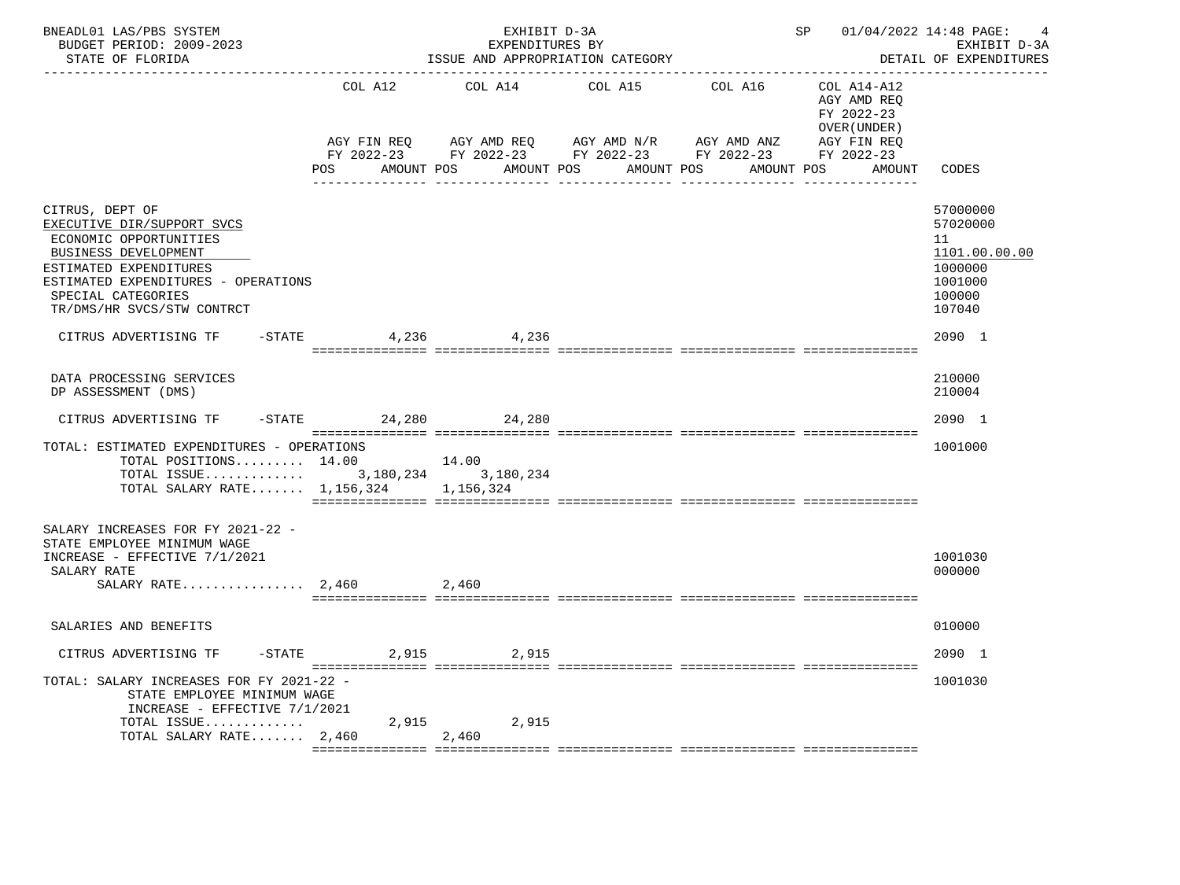BNEADL01 LAS/PBS SYSTEM — EXHIBIT D-3A — SP 01/04/2022 14:48 PAGE: 4
BUDGET PERIOD: 2009-2023 — EXPENDITURES BY ISSUE AND APPROPRIATION CATEGORY — EXHIBIT D-3A
STATE OF FLORIDA — DETAIL OF EXPENDITURES

| | COL A12 AGY FIN REQ FY 2022-23 POS / AMOUNT | COL A14 AGY AMD REQ FY 2022-23 POS / AMOUNT | COL A15 AGY AMD N/R FY 2022-23 POS / AMOUNT | COL A16 AGY AMD ANZ FY 2022-23 POS / AMOUNT | COL A14-A12 AGY AMD REQ FY 2022-23 OVER(UNDER) AGY FIN REQ FY 2022-23 POS / AMOUNT | CODES |
|---|---|---|---|---|---|---|
| CITRUS, DEPT OF | | | | | | 57000000 |
| EXECUTIVE DIR/SUPPORT SVCS | | | | | | 57020000 |
| ECONOMIC OPPORTUNITIES | | | | | | 11 |
| BUSINESS DEVELOPMENT | | | | | | 1101.00.00.00 |
| ESTIMATED EXPENDITURES | | | | | | 1000000 |
| ESTIMATED EXPENDITURES - OPERATIONS | | | | | | 1001000 |
| SPECIAL CATEGORIES | | | | | | 100000 |
| TR/DMS/HR SVCS/STW CONTRCT | | | | | | 107040 |
| CITRUS ADVERTISING TF -STATE | 4,236 | 4,236 | | | | 2090 1 |
| DATA PROCESSING SERVICES | | | | | | 210000 |
| DP ASSESSMENT (DMS) | | | | | | 210004 |
| CITRUS ADVERTISING TF -STATE | 24,280 | 24,280 | | | | 2090 1 |
| TOTAL: ESTIMATED EXPENDITURES - OPERATIONS | | | | | | 1001000 |
| TOTAL POSITIONS......... | 14.00 | 14.00 | | | | |
| TOTAL ISSUE............. | 3,180,234 | 3,180,234 | | | | |
| TOTAL SALARY RATE....... | 1,156,324 | 1,156,324 | | | | |
| SALARY INCREASES FOR FY 2021-22 - STATE EMPLOYEE MINIMUM WAGE INCREASE - EFFECTIVE 7/1/2021 | | | | | | 1001030 |
| SALARY RATE | | | | | | 000000 |
| SALARY RATE................ | 2,460 | 2,460 | | | | |
| SALARIES AND BENEFITS | | | | | | 010000 |
| CITRUS ADVERTISING TF -STATE | 2,915 | 2,915 | | | | 2090 1 |
| TOTAL: SALARY INCREASES FOR FY 2021-22 - STATE EMPLOYEE MINIMUM WAGE INCREASE - EFFECTIVE 7/1/2021 | | | | | | 1001030 |
| TOTAL ISSUE............. | 2,915 | 2,915 | | | | |
| TOTAL SALARY RATE....... | 2,460 | 2,460 | | | | |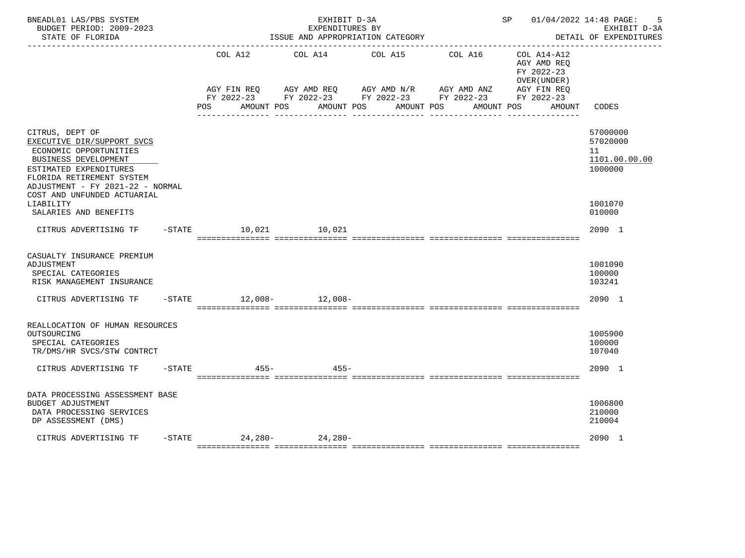BNEADL01 LAS/PBS SYSTEM | EXHIBIT D-3A | SP 01/04/2022 14:48
BUDGET PERIOD: 2009-2023 | EXPENDITURES BY | EXHIBIT D-3A
STATE OF FLORIDA | ISSUE AND APPROPRIATION CATEGORY | DETAIL OF EXPENDITURES

| | COL A12 AGY FIN REQ FY 2022-23 POS AMOUNT | COL A14 AGY AMD REQ FY 2022-23 POS AMOUNT | COL A15 AGY AMD N/R FY 2022-23 POS AMOUNT | COL A16 AGY AMD ANZ FY 2022-23 POS AMOUNT | COL A14-A12 AGY AMD REQ FY 2022-23 OVER(UNDER) AGY FIN REQ FY 2022-23 POS AMOUNT | CODES |
|---|---|---|---|---|---|---|
| CITRUS, DEPT OF | | | | | | 57000000 |
| EXECUTIVE DIR/SUPPORT SVCS | | | | | | 57020000 |
| ECONOMIC OPPORTUNITIES | | | | | | 11 |
| BUSINESS DEVELOPMENT | | | | | | 1101.00.00.00 |
| ESTIMATED EXPENDITURES | | | | | | 1000000 |
| FLORIDA RETIREMENT SYSTEM ADJUSTMENT - FY 2021-22 - NORMAL COST AND UNFUNDED ACTUARIAL LIABILITY | | | | | | 1001070 |
| SALARIES AND BENEFITS | | | | | | 010000 |
| CITRUS ADVERTISING TF -STATE | 10,021 | 10,021 | | | | 2090 1 |
| CASUALTY INSURANCE PREMIUM ADJUSTMENT | | | | | | 1001090 |
| SPECIAL CATEGORIES | | | | | | 100000 |
| RISK MANAGEMENT INSURANCE | | | | | | 103241 |
| CITRUS ADVERTISING TF -STATE | 12,008- | 12,008- | | | | 2090 1 |
| REALLOCATION OF HUMAN RESOURCES OUTSOURCING | | | | | | 1005900 |
| SPECIAL CATEGORIES | | | | | | 100000 |
| TR/DMS/HR SVCS/STW CONTRCT | | | | | | 107040 |
| CITRUS ADVERTISING TF -STATE | 455- | 455- | | | | 2090 1 |
| DATA PROCESSING ASSESSMENT BASE BUDGET ADJUSTMENT | | | | | | 1006800 |
| DATA PROCESSING SERVICES | | | | | | 210000 |
| DP ASSESSMENT (DMS) | | | | | | 210004 |
| CITRUS ADVERTISING TF -STATE | 24,280- | 24,280- | | | | 2090 1 |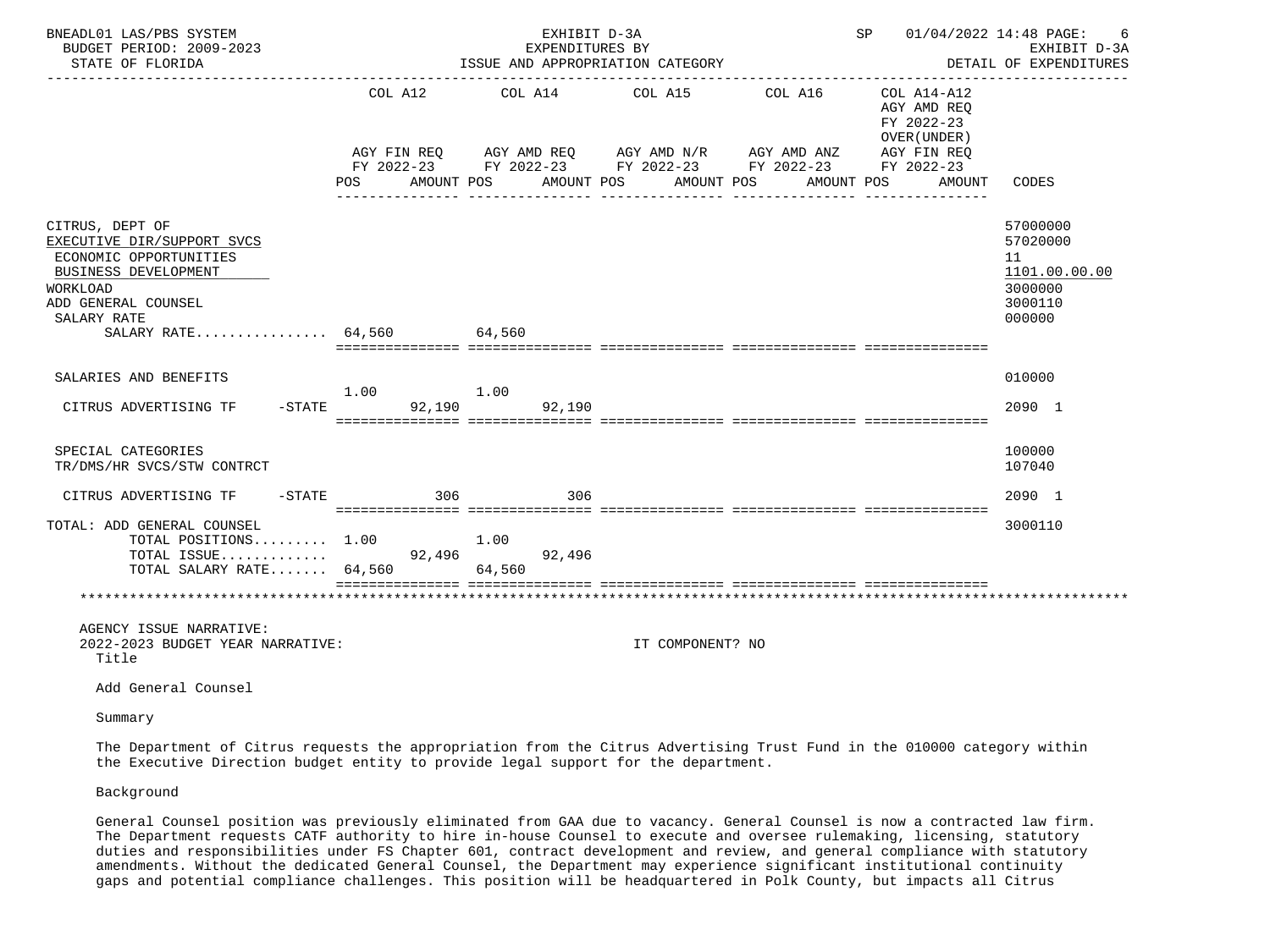| | COL A12 AGY FIN REQ FY 2022-23 POS | AMOUNT | COL A14 AGY AMD REQ FY 2022-23 POS | AMOUNT | COL A15 AGY AMD N/R FY 2022-23 POS | AMOUNT | COL A16 AGY AMD ANZ FY 2022-23 POS | AMOUNT | COL A14-A12 AGY AMD REQ FY 2022-23 OVER(UNDER) AGY FIN REQ FY 2022-23 POS | AMOUNT | CODES |
|---|---|---|---|---|---|---|---|---|---|---|---|
| CITRUS, DEPT OF | | | | | | | | | | | 57000000 |
| EXECUTIVE DIR/SUPPORT SVCS | | | | | | | | | | | 57020000 |
| ECONOMIC OPPORTUNITIES | | | | | | | | | | | 11 |
| BUSINESS DEVELOPMENT | | | | | | | | | | | 1101.00.00.00 |
| WORKLOAD | | | | | | | | | | | 3000000 |
| ADD GENERAL COUNSEL | | | | | | | | | | | 3000110 |
| SALARY RATE | | | | | | | | | | | 000000 |
| SALARY RATE................ | 64,560 | | 64,560 | | | | | | | | |
| SALARIES AND BENEFITS | | | | | | | | | | | 010000 |
| | 1.00 | | 1.00 | | | | | | | | |
| CITRUS ADVERTISING TF -STATE | | 92,190 | | 92,190 | | | | | | | 2090 1 |
| SPECIAL CATEGORIES | | | | | | | | | | | 100000 |
| TR/DMS/HR SVCS/STW CONTRCT | | | | | | | | | | | 107040 |
| CITRUS ADVERTISING TF -STATE | | 306 | | 306 | | | | | | | 2090 1 |
| TOTAL: ADD GENERAL COUNSEL | | | | | | | | | | | 3000110 |
| TOTAL POSITIONS......... | 1.00 | | 1.00 | | | | | | | | |
| TOTAL ISSUE............. | | 92,496 | | 92,496 | | | | | | | |
| TOTAL SALARY RATE....... | 64,560 | | 64,560 | | | | | | | | |

AGENCY ISSUE NARRATIVE:

2022-2023 BUDGET YEAR NARRATIVE: IT COMPONENT? NO

Title

Add General Counsel

Summary

The Department of Citrus requests the appropriation from the Citrus Advertising Trust Fund in the 010000 category within the Executive Direction budget entity to provide legal support for the department.

Background

General Counsel position was previously eliminated from GAA due to vacancy. General Counsel is now a contracted law firm. The Department requests CATF authority to hire in-house Counsel to execute and oversee rulemaking, licensing, statutory duties and responsibilities under FS Chapter 601, contract development and review, and general compliance with statutory amendments. Without the dedicated General Counsel, the Department may experience significant institutional continuity gaps and potential compliance challenges. This position will be headquartered in Polk County, but impacts all Citrus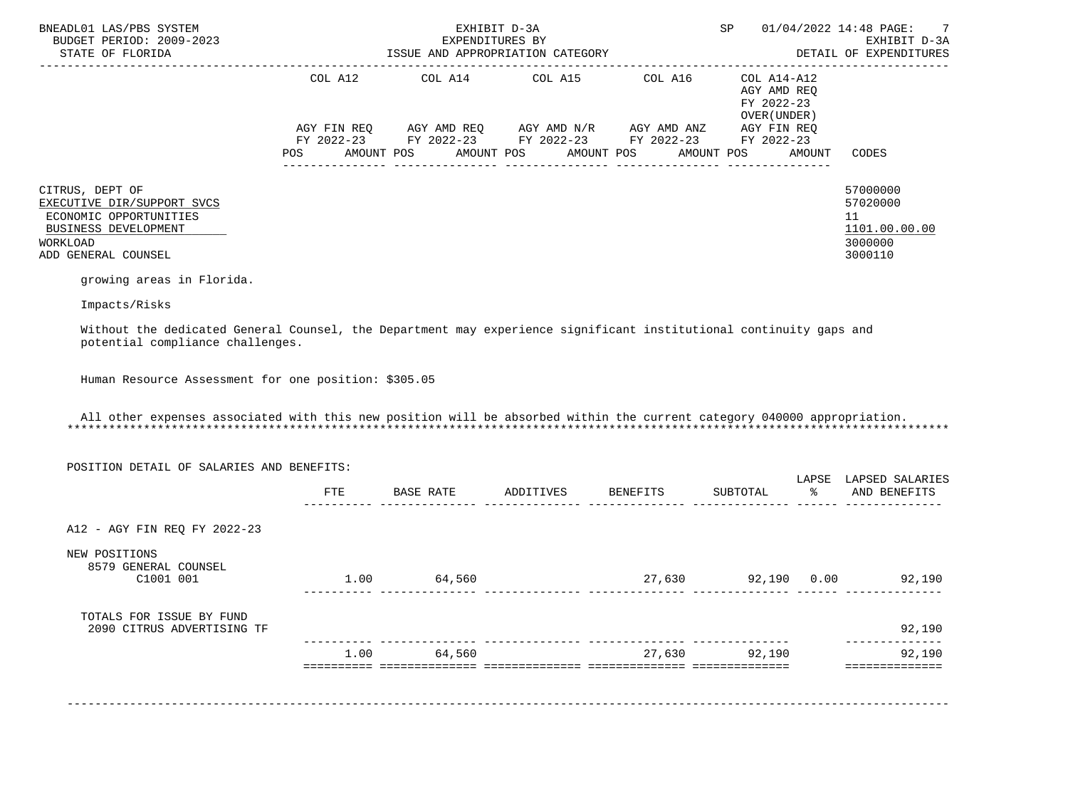| | COL A12 | COL A14 | COL A15 | COL A16 | COL A14-A12 AGY AMD REQ FY 2022-23 OVER(UNDER) | |
|---|---|---|---|---|---|---|
| | AGY FIN REQ FY 2022-23 | AGY AMD REQ FY 2022-23 | AGY AMD N/R FY 2022-23 | AGY AMD ANZ FY 2022-23 | AGY FIN REQ FY 2022-23 | |
| | POS AMOUNT | POS AMOUNT | POS AMOUNT | POS AMOUNT | POS AMOUNT | CODES |

CITRUS, DEPT OF — 57000000
EXECUTIVE DIR/SUPPORT SVCS — 57020000
ECONOMIC OPPORTUNITIES — 11
BUSINESS DEVELOPMENT — 1101.00.00.00
WORKLOAD — 3000000
ADD GENERAL COUNSEL — 3000110

growing areas in Florida.

Impacts/Risks

Without the dedicated General Counsel, the Department may experience significant institutional continuity gaps and potential compliance challenges.

Human Resource Assessment for one position: $305.05

All other expenses associated with this new position will be absorbed within the current category 040000 appropriation.

POSITION DETAIL OF SALARIES AND BENEFITS:

| | FTE | BASE RATE | ADDITIVES | BENEFITS | SUBTOTAL | LAPSE % | LAPSED SALARIES AND BENEFITS |
|---|---|---|---|---|---|---|---|
| A12 - AGY FIN REQ FY 2022-23 | | | | | | | |
| NEW POSITIONS | | | | | | | |
| 8579 GENERAL COUNSEL C1001 001 | 1.00 | 64,560 | | 27,630 | 92,190 | 0.00 | 92,190 |
| TOTALS FOR ISSUE BY FUND | | | | | | | |
| 2090 CITRUS ADVERTISING TF | | | | | | | 92,190 |
| | 1.00 | 64,560 | | 27,630 | 92,190 | | 92,190 |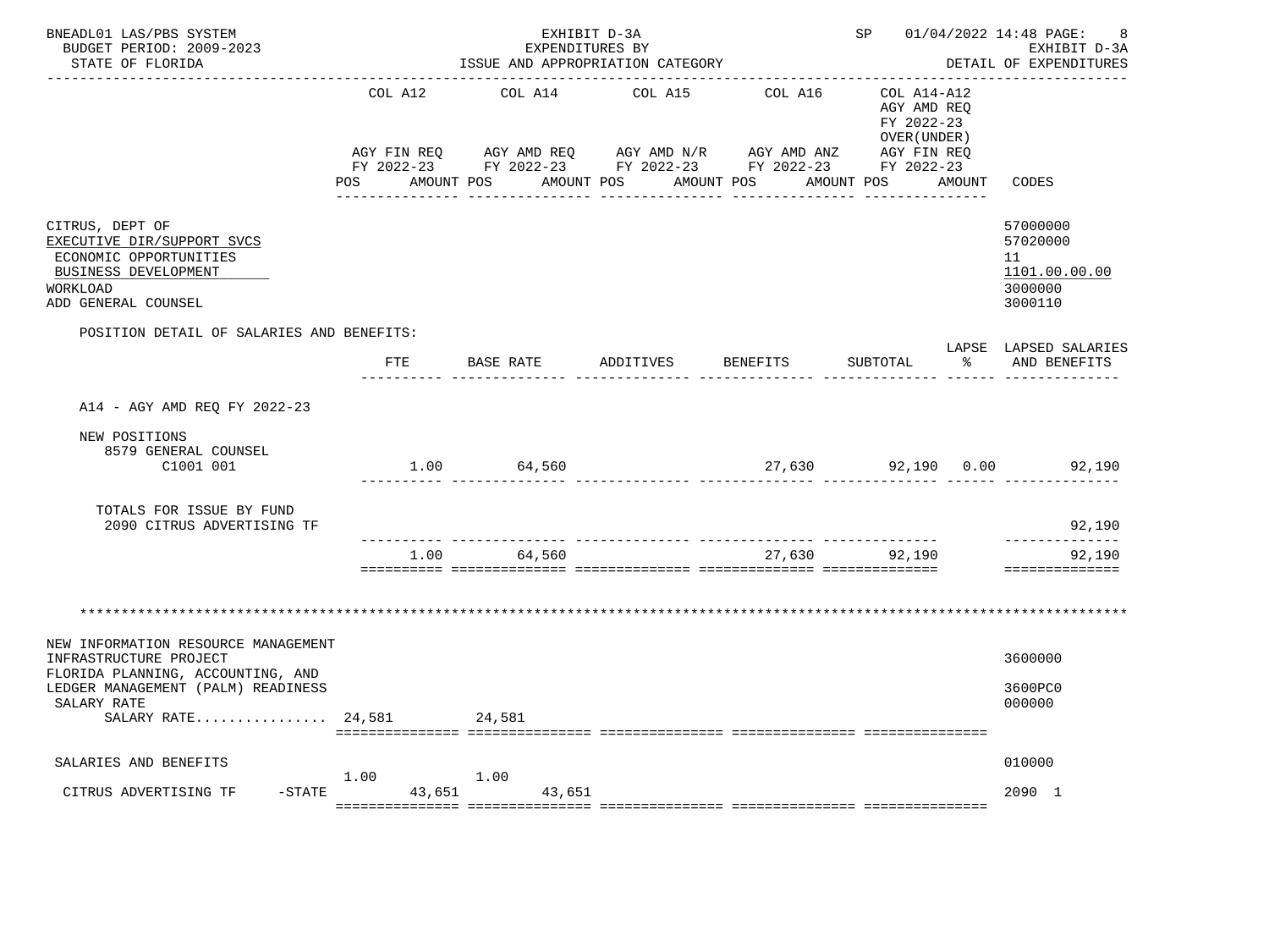BNEADL01 LAS/PBS SYSTEM — EXHIBIT D-3A — EXPENDITURES BY ISSUE AND APPROPRIATION CATEGORY — SP 01/04/2022 14:48 PAGE: 8

BUDGET PERIOD: 2009-2023 — STATE OF FLORIDA — EXHIBIT D-3A DETAIL OF EXPENDITURES

| | COL A12 AGY FIN REQ FY 2022-23 POS AMOUNT | COL A14 AGY AMD REQ FY 2022-23 POS AMOUNT | COL A15 AGY AMD N/R FY 2022-23 POS AMOUNT | COL A16 AGY AMD ANZ FY 2022-23 POS AMOUNT | COL A14-A12 AGY AMD REQ FY 2022-23 OVER(UNDER) AGY FIN REQ FY 2022-23 POS AMOUNT | CODES |
|---|---|---|---|---|---|---|
| CITRUS, DEPT OF | | | | | | 57000000 |
| EXECUTIVE DIR/SUPPORT SVCS | | | | | | 57020000 |
| ECONOMIC OPPORTUNITIES | | | | | | 11 |
| BUSINESS DEVELOPMENT | | | | | | 1101.00.00.00 |
| WORKLOAD | | | | | | 3000000 |
| ADD GENERAL COUNSEL | | | | | | 3000110 |

POSITION DETAIL OF SALARIES AND BENEFITS:

| | FTE | BASE RATE | ADDITIVES | BENEFITS | SUBTOTAL | LAPSE % | LAPSED SALARIES AND BENEFITS |
|---|---|---|---|---|---|---|---|
| A14 - AGY AMD REQ FY 2022-23 | | | | | | | |
| NEW POSITIONS | | | | | | | |
| 8579 GENERAL COUNSEL C1001 001 | 1.00 | 64,560 | | 27,630 | 92,190 | 0.00 | 92,190 |
| TOTALS FOR ISSUE BY FUND 2090 CITRUS ADVERTISING TF | | | | | | | 92,190 |
| | 1.00 | 64,560 | | 27,630 | 92,190 | | 92,190 |

************************************************************************************************************

| | COL A12 | COL A14 | COL A15 | COL A16 | COL A14-A12 | CODES |
|---|---|---|---|---|---|---|
| NEW INFORMATION RESOURCE MANAGEMENT INFRASTRUCTURE PROJECT | | | | | | 3600000 |
| FLORIDA PLANNING, ACCOUNTING, AND LEDGER MANAGEMENT (PALM) READINESS | | | | | | 3600PC0 |
| SALARY RATE | | | | | | 000000 |
| SALARY RATE................ | 24,581 | 24,581 | | | | |
| SALARIES AND BENEFITS | | | | | | 010000 |
| CITRUS ADVERTISING TF -STATE | 1.00 43,651 | 1.00 43,651 | | | | 2090 1 |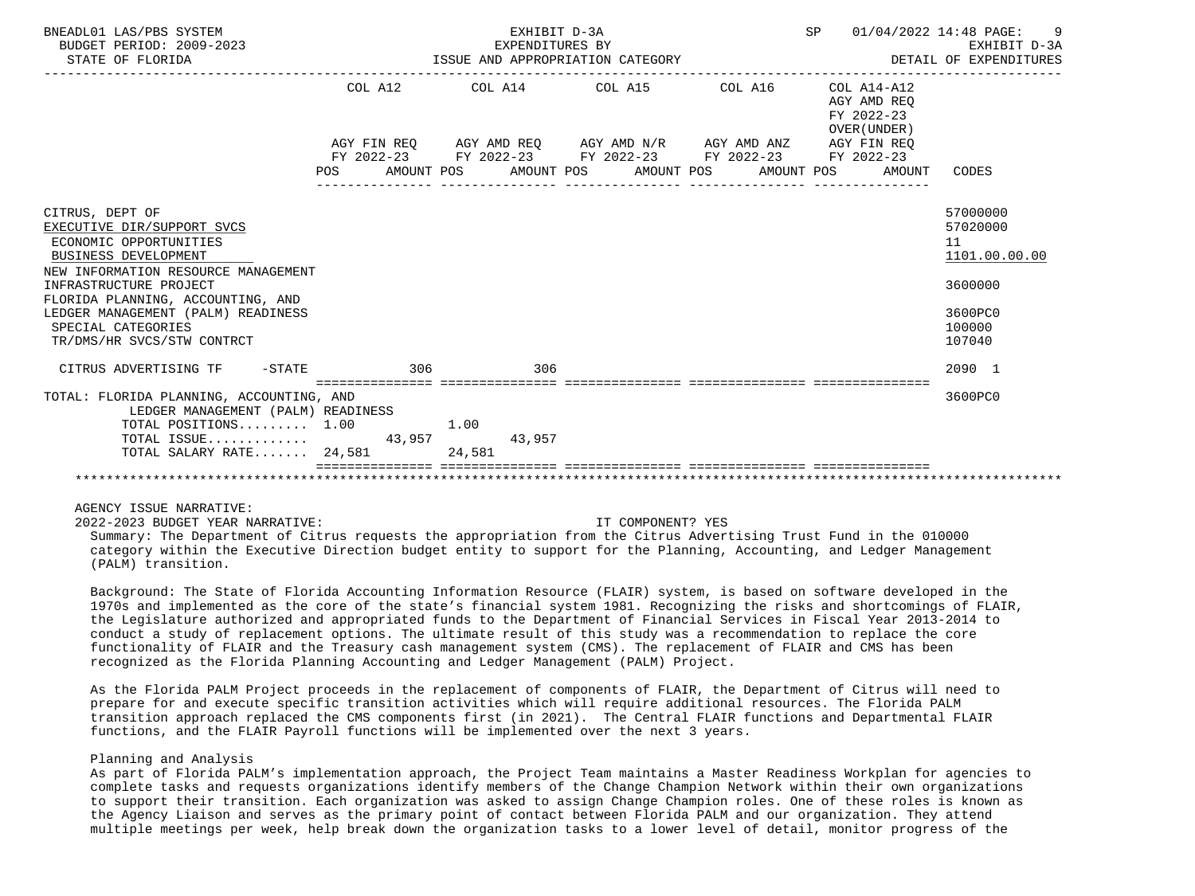BNEADL01 LAS/PBS SYSTEM — EXHIBIT D-3A — EXPENDITURES BY ISSUE AND APPROPRIATION CATEGORY — DETAIL OF EXPENDITURES
BUDGET PERIOD: 2009-2023
STATE OF FLORIDA

| | COL A12 AGY FIN REQ FY 2022-23 POS AMOUNT | COL A14 AGY AMD REQ FY 2022-23 POS AMOUNT | COL A15 AGY AMD N/R FY 2022-23 POS AMOUNT | COL A16 AGY AMD ANZ FY 2022-23 POS AMOUNT | COL A14-A12 AGY AMD REQ FY 2022-23 OVER(UNDER) AGY FIN REQ FY 2022-23 POS AMOUNT | CODES |
|---|---|---|---|---|---|---|
| CITRUS, DEPT OF | | | | | | 57000000 |
| EXECUTIVE DIR/SUPPORT SVCS | | | | | | 57020000 |
| ECONOMIC OPPORTUNITIES | | | | | | 11 |
| BUSINESS DEVELOPMENT | | | | | | 1101.00.00.00 |
| NEW INFORMATION RESOURCE MANAGEMENT INFRASTRUCTURE PROJECT | | | | | | 3600000 |
| FLORIDA PLANNING, ACCOUNTING, AND LEDGER MANAGEMENT (PALM) READINESS | | | | | | 3600PC0 |
| SPECIAL CATEGORIES | | | | | | 100000 |
| TR/DMS/HR SVCS/STW CONTRCT | | | | | | 107040 |
| CITRUS ADVERTISING TF -STATE | 306 | 306 | | | | 2090 1 |
| TOTAL: FLORIDA PLANNING, ACCOUNTING, AND LEDGER MANAGEMENT (PALM) READINESS | | | | | | 3600PC0 |
| TOTAL POSITIONS......... | 1.00 | 1.00 | | | | |
| TOTAL ISSUE............. | 43,957 | 43,957 | | | | |
| TOTAL SALARY RATE....... | 24,581 | 24,581 | | | | |

AGENCY ISSUE NARRATIVE:

2022-2023 BUDGET YEAR NARRATIVE: IT COMPONENT? YES

Summary: The Department of Citrus requests the appropriation from the Citrus Advertising Trust Fund in the 010000 category within the Executive Direction budget entity to support for the Planning, Accounting, and Ledger Management (PALM) transition.

Background: The State of Florida Accounting Information Resource (FLAIR) system, is based on software developed in the 1970s and implemented as the core of the state's financial system 1981. Recognizing the risks and shortcomings of FLAIR, the Legislature authorized and appropriated funds to the Department of Financial Services in Fiscal Year 2013-2014 to conduct a study of replacement options. The ultimate result of this study was a recommendation to replace the core functionality of FLAIR and the Treasury cash management system (CMS). The replacement of FLAIR and CMS has been recognized as the Florida Planning Accounting and Ledger Management (PALM) Project.

As the Florida PALM Project proceeds in the replacement of components of FLAIR, the Department of Citrus will need to prepare for and execute specific transition activities which will require additional resources. The Florida PALM transition approach replaced the CMS components first (in 2021). The Central FLAIR functions and Departmental FLAIR functions, and the FLAIR Payroll functions will be implemented over the next 3 years.

Planning and Analysis

As part of Florida PALM's implementation approach, the Project Team maintains a Master Readiness Workplan for agencies to complete tasks and requests organizations identify members of the Change Champion Network within their own organizations to support their transition. Each organization was asked to assign Change Champion roles. One of these roles is known as the Agency Liaison and serves as the primary point of contact between Florida PALM and our organization. They attend multiple meetings per week, help break down the organization tasks to a lower level of detail, monitor progress of the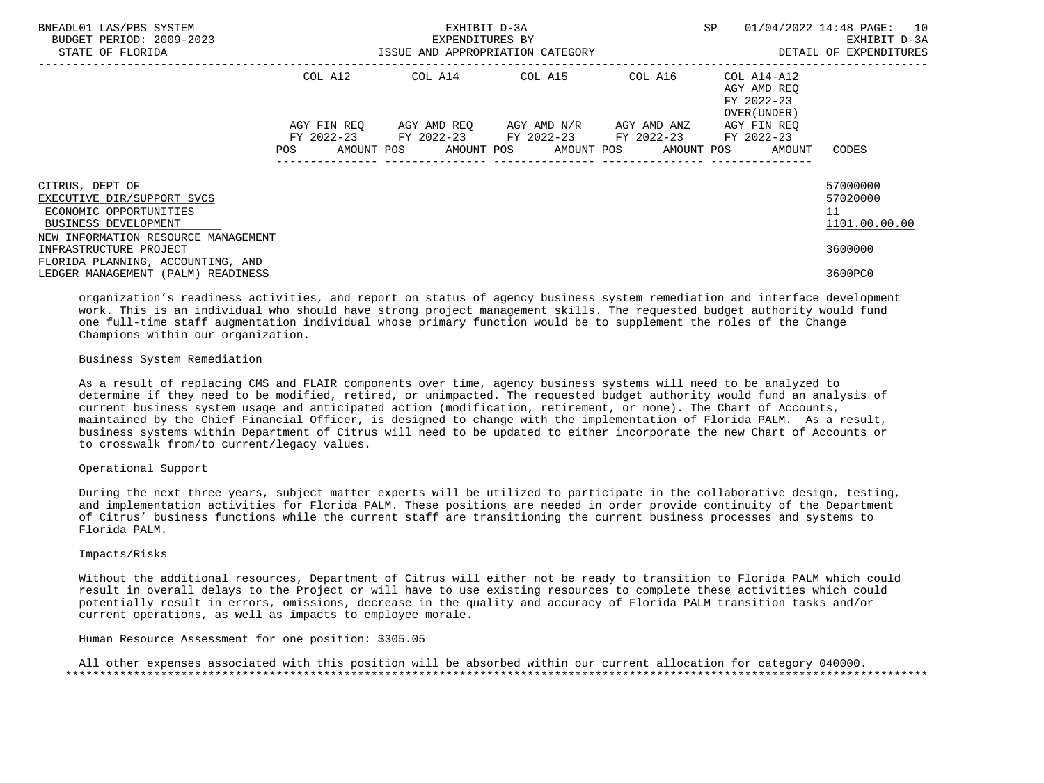| | COL A12 | COL A14 | COL A15 | COL A16 | COL A14-A12 AGY AMD REQ FY 2022-23 OVER(UNDER) | |
|---|---|---|---|---|---|---|
| | AGY FIN REQ FY 2022-23 POS AMOUNT | AGY AMD REQ FY 2022-23 POS AMOUNT | AGY AMD N/R FY 2022-23 POS AMOUNT | AGY AMD ANZ FY 2022-23 POS AMOUNT | AGY FIN REQ FY 2022-23 POS AMOUNT | CODES |
| CITRUS, DEPT OF | | | | | | 57000000 |
| EXECUTIVE DIR/SUPPORT SVCS | | | | | | 57020000 |
| ECONOMIC OPPORTUNITIES | | | | | | 11 |
| BUSINESS DEVELOPMENT | | | | | | 1101.00.00.00 |
| NEW INFORMATION RESOURCE MANAGEMENT INFRASTRUCTURE PROJECT | | | | | | 3600000 |
| FLORIDA PLANNING, ACCOUNTING, AND LEDGER MANAGEMENT (PALM) READINESS | | | | | | 3600PC0 |

organization's readiness activities, and report on status of agency business system remediation and interface development work. This is an individual who should have strong project management skills. The requested budget authority would fund one full-time staff augmentation individual whose primary function would be to supplement the roles of the Change Champions within our organization.

Business System Remediation

As a result of replacing CMS and FLAIR components over time, agency business systems will need to be analyzed to determine if they need to be modified, retired, or unimpacted. The requested budget authority would fund an analysis of current business system usage and anticipated action (modification, retirement, or none). The Chart of Accounts, maintained by the Chief Financial Officer, is designed to change with the implementation of Florida PALM. As a result, business systems within Department of Citrus will need to be updated to either incorporate the new Chart of Accounts or to crosswalk from/to current/legacy values.

Operational Support

During the next three years, subject matter experts will be utilized to participate in the collaborative design, testing, and implementation activities for Florida PALM. These positions are needed in order provide continuity of the Department of Citrus' business functions while the current staff are transitioning the current business processes and systems to Florida PALM.

Impacts/Risks

Without the additional resources, Department of Citrus will either not be ready to transition to Florida PALM which could result in overall delays to the Project or will have to use existing resources to complete these activities which could potentially result in errors, omissions, decrease in the quality and accuracy of Florida PALM transition tasks and/or current operations, as well as impacts to employee morale.

Human Resource Assessment for one position: $305.05

All other expenses associated with this position will be absorbed within our current allocation for category 040000.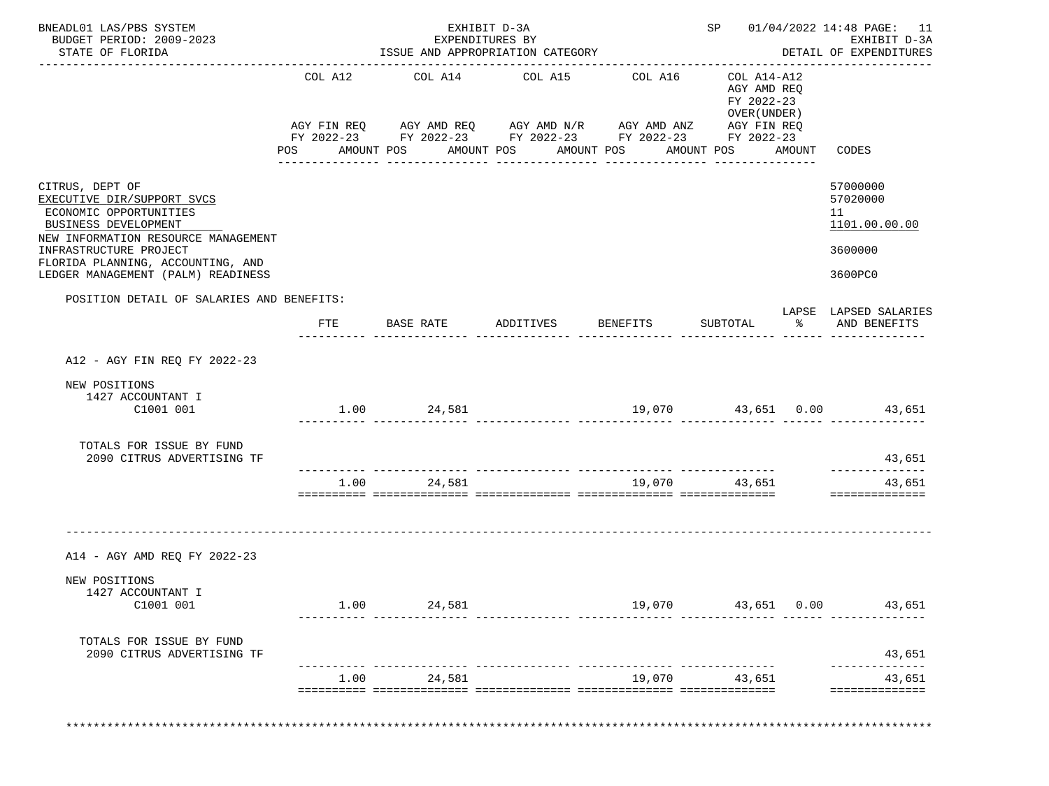BNEADL01 LAS/PBS SYSTEM
BUDGET PERIOD: 2009-2023
STATE OF FLORIDA

EXHIBIT D-3A
EXPENDITURES BY
ISSUE AND APPROPRIATION CATEGORY

SP 01/04/2022 14:48 PAGE: 11
EXHIBIT D-3A
DETAIL OF EXPENDITURES

| | COL A12 AGY FIN REQ FY 2022-23 POS AMOUNT | COL A14 AGY AMD REQ FY 2022-23 POS AMOUNT | COL A15 AGY AMD N/R FY 2022-23 POS AMOUNT | COL A16 AGY AMD ANZ FY 2022-23 POS AMOUNT | COL A14-A12 AGY AMD REQ FY 2022-23 OVER(UNDER) AGY FIN REQ FY 2022-23 POS AMOUNT | CODES |
|---|---|---|---|---|---|---|
| CITRUS, DEPT OF | | | | | | 57000000 |
| EXECUTIVE DIR/SUPPORT SVCS | | | | | | 57020000 |
| ECONOMIC OPPORTUNITIES | | | | | | 11 |
| BUSINESS DEVELOPMENT | | | | | | 1101.00.00.00 |
| NEW INFORMATION RESOURCE MANAGEMENT INFRASTRUCTURE PROJECT | | | | | | 3600000 |
| FLORIDA PLANNING, ACCOUNTING, AND LEDGER MANAGEMENT (PALM) READINESS | | | | | | 3600PC0 |

POSITION DETAIL OF SALARIES AND BENEFITS:

| | FTE | BASE RATE | ADDITIVES | BENEFITS | SUBTOTAL | LAPSE % | LAPSED SALARIES AND BENEFITS |
|---|---|---|---|---|---|---|---|
| **A12 - AGY FIN REQ FY 2022-23** | | | | | | | |
| NEW POSITIONS | | | | | | | |
| 1427 ACCOUNTANT I | | | | | | | |
| C1001 001 | 1.00 | 24,581 | | 19,070 | 43,651 | 0.00 | 43,651 |
| TOTALS FOR ISSUE BY FUND | | | | | | | |
| 2090 CITRUS ADVERTISING TF | | | | | | | 43,651 |
| | 1.00 | 24,581 | | 19,070 | 43,651 | | 43,651 |
| **A14 - AGY AMD REQ FY 2022-23** | | | | | | | |
| NEW POSITIONS | | | | | | | |
| 1427 ACCOUNTANT I | | | | | | | |
| C1001 001 | 1.00 | 24,581 | | 19,070 | 43,651 | 0.00 | 43,651 |
| TOTALS FOR ISSUE BY FUND | | | | | | | |
| 2090 CITRUS ADVERTISING TF | | | | | | | 43,651 |
| | 1.00 | 24,581 | | 19,070 | 43,651 | | 43,651 |

********************************************************************************************************************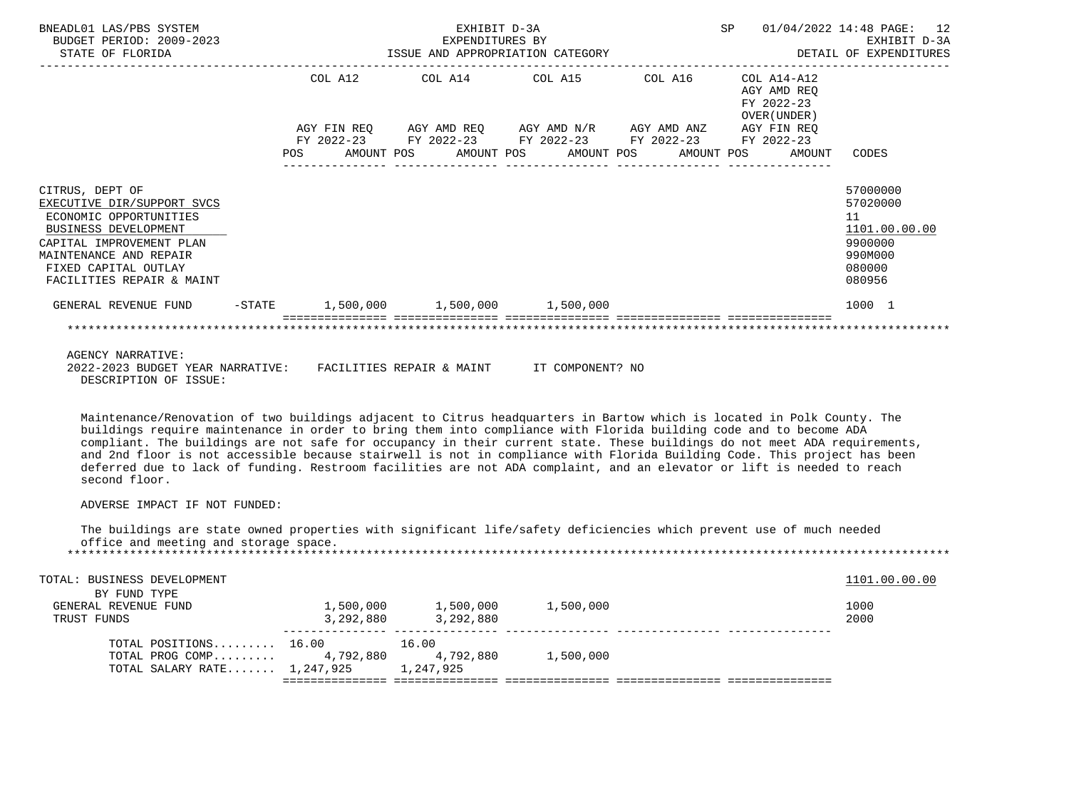BNEADL01 LAS/PBS SYSTEM — EXHIBIT D-3A — EXPENDITURES BY ISSUE AND APPROPRIATION CATEGORY — SP 01/04/2022 14:48 PAGE: 12
BUDGET PERIOD: 2009-2023 — EXHIBIT D-3A
STATE OF FLORIDA — DETAIL OF EXPENDITURES

| | COL A12 AGY FIN REQ FY 2022-23 POS AMOUNT | COL A14 AGY AMD REQ FY 2022-23 POS AMOUNT | COL A15 AGY AMD N/R FY 2022-23 POS AMOUNT | COL A16 AGY AMD ANZ FY 2022-23 POS AMOUNT | COL A14-A12 AGY AMD REQ FY 2022-23 OVER(UNDER) AGY FIN REQ FY 2022-23 POS AMOUNT | CODES |
|---|---|---|---|---|---|---|
| CITRUS, DEPT OF | | | | | | 57000000 |
| EXECUTIVE DIR/SUPPORT SVCS | | | | | | 57020000 |
| ECONOMIC OPPORTUNITIES | | | | | | 11 |
| BUSINESS DEVELOPMENT | | | | | | 1101.00.00.00 |
| CAPITAL IMPROVEMENT PLAN | | | | | | 9900000 |
| MAINTENANCE AND REPAIR | | | | | | 990M000 |
| FIXED CAPITAL OUTLAY | | | | | | 080000 |
| FACILITIES REPAIR & MAINT | | | | | | 080956 |
| GENERAL REVENUE FUND -STATE | 1,500,000 | 1,500,000 | 1,500,000 | | | 1000 1 |

AGENCY NARRATIVE:
2022-2023 BUDGET YEAR NARRATIVE: FACILITIES REPAIR & MAINT IT COMPONENT? NO
DESCRIPTION OF ISSUE:

Maintenance/Renovation of two buildings adjacent to Citrus headquarters in Bartow which is located in Polk County. The buildings require maintenance in order to bring them into compliance with Florida building code and to become ADA compliant. The buildings are not safe for occupancy in their current state. These buildings do not meet ADA requirements, and 2nd floor is not accessible because stairwell is not in compliance with Florida Building Code. This project has been deferred due to lack of funding. Restroom facilities are not ADA complaint, and an elevator or lift is needed to reach second floor.

ADVERSE IMPACT IF NOT FUNDED:

The buildings are state owned properties with significant life/safety deficiencies which prevent use of much needed office and meeting and storage space.

| | COL A12 | COL A14 | COL A15 | COL A16 | COL A14-A12 | CODES |
|---|---|---|---|---|---|---|
| TOTAL: BUSINESS DEVELOPMENT | | | | | | 1101.00.00.00 |
| BY FUND TYPE | | | | | | |
| GENERAL REVENUE FUND | 1,500,000 | 1,500,000 | 1,500,000 | | | 1000 |
| TRUST FUNDS | 3,292,880 | 3,292,880 | | | | 2000 |
| TOTAL POSITIONS | 16.00 | 16.00 | | | | |
| TOTAL PROG COMP | 4,792,880 | 4,792,880 | 1,500,000 | | | |
| TOTAL SALARY RATE | 1,247,925 | 1,247,925 | | | | |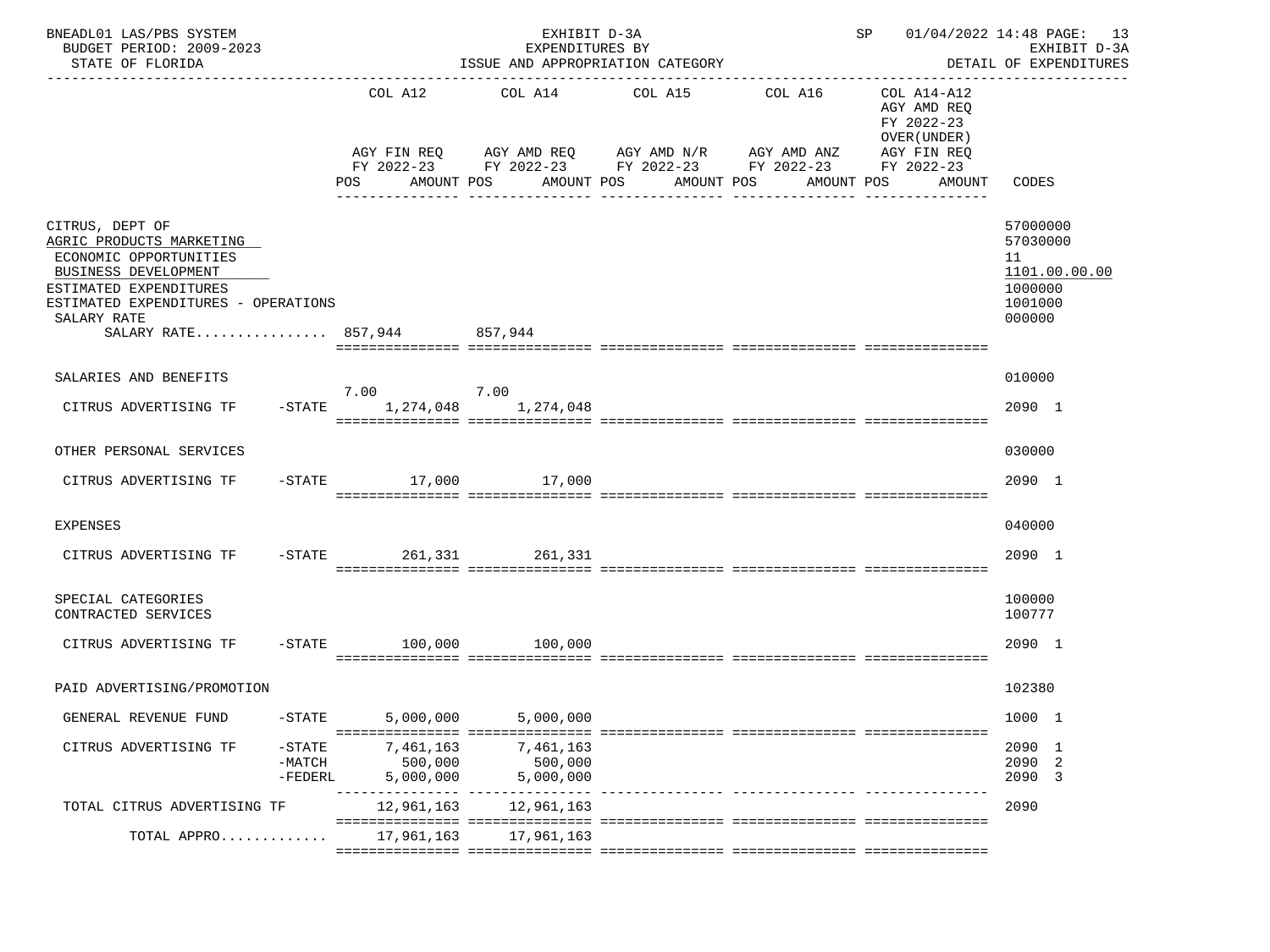BNEADL01 LAS/PBS SYSTEM — EXHIBIT D-3A — EXPENDITURES BY ISSUE AND APPROPRIATION CATEGORY — DETAIL OF EXPENDITURES

BUDGET PERIOD: 2009-2023 — STATE OF FLORIDA

| | | COL A12 AGY FIN REQ FY 2022-23 POS AMOUNT | COL A14 AGY AMD REQ FY 2022-23 POS AMOUNT | COL A15 AGY AMD N/R FY 2022-23 POS AMOUNT | COL A16 AGY AMD ANZ FY 2022-23 POS AMOUNT | COL A14-A12 AGY AMD REQ FY 2022-23 OVER(UNDER) AGY FIN REQ FY 2022-23 POS AMOUNT | CODES |
|---|---|---|---|---|---|---|---|
| CITRUS, DEPT OF | | | | | | | 57000000 |
| AGRIC PRODUCTS MARKETING | | | | | | | 57030000 |
| ECONOMIC OPPORTUNITIES | | | | | | | 11 |
| BUSINESS DEVELOPMENT | | | | | | | 1101.00.00.00 |
| ESTIMATED EXPENDITURES | | | | | | | 1000000 |
| ESTIMATED EXPENDITURES - OPERATIONS | | | | | | | 1001000 |
| SALARY RATE | | | | | | | 000000 |
| SALARY RATE................ | | 857,944 | 857,944 | | | | |
| SALARIES AND BENEFITS | | | | | | | 010000 |
| | | 7.00 | 7.00 | | | | |
| CITRUS ADVERTISING TF | -STATE | 1,274,048 | 1,274,048 | | | | 2090 1 |
| OTHER PERSONAL SERVICES | | | | | | | 030000 |
| CITRUS ADVERTISING TF | -STATE | 17,000 | 17,000 | | | | 2090 1 |
| EXPENSES | | | | | | | 040000 |
| CITRUS ADVERTISING TF | -STATE | 261,331 | 261,331 | | | | 2090 1 |
| SPECIAL CATEGORIES | | | | | | | 100000 |
| CONTRACTED SERVICES | | | | | | | 100777 |
| CITRUS ADVERTISING TF | -STATE | 100,000 | 100,000 | | | | 2090 1 |
| PAID ADVERTISING/PROMOTION | | | | | | | 102380 |
| GENERAL REVENUE FUND | -STATE | 5,000,000 | 5,000,000 | | | | 1000 1 |
| CITRUS ADVERTISING TF | -STATE | 7,461,163 | 7,461,163 | | | | 2090 1 |
| | -MATCH | 500,000 | 500,000 | | | | 2090 2 |
| | -FEDERL | 5,000,000 | 5,000,000 | | | | 2090 3 |
| TOTAL CITRUS ADVERTISING TF | | 12,961,163 | 12,961,163 | | | | 2090 |
| TOTAL APPRO............ | | 17,961,163 | 17,961,163 | | | | |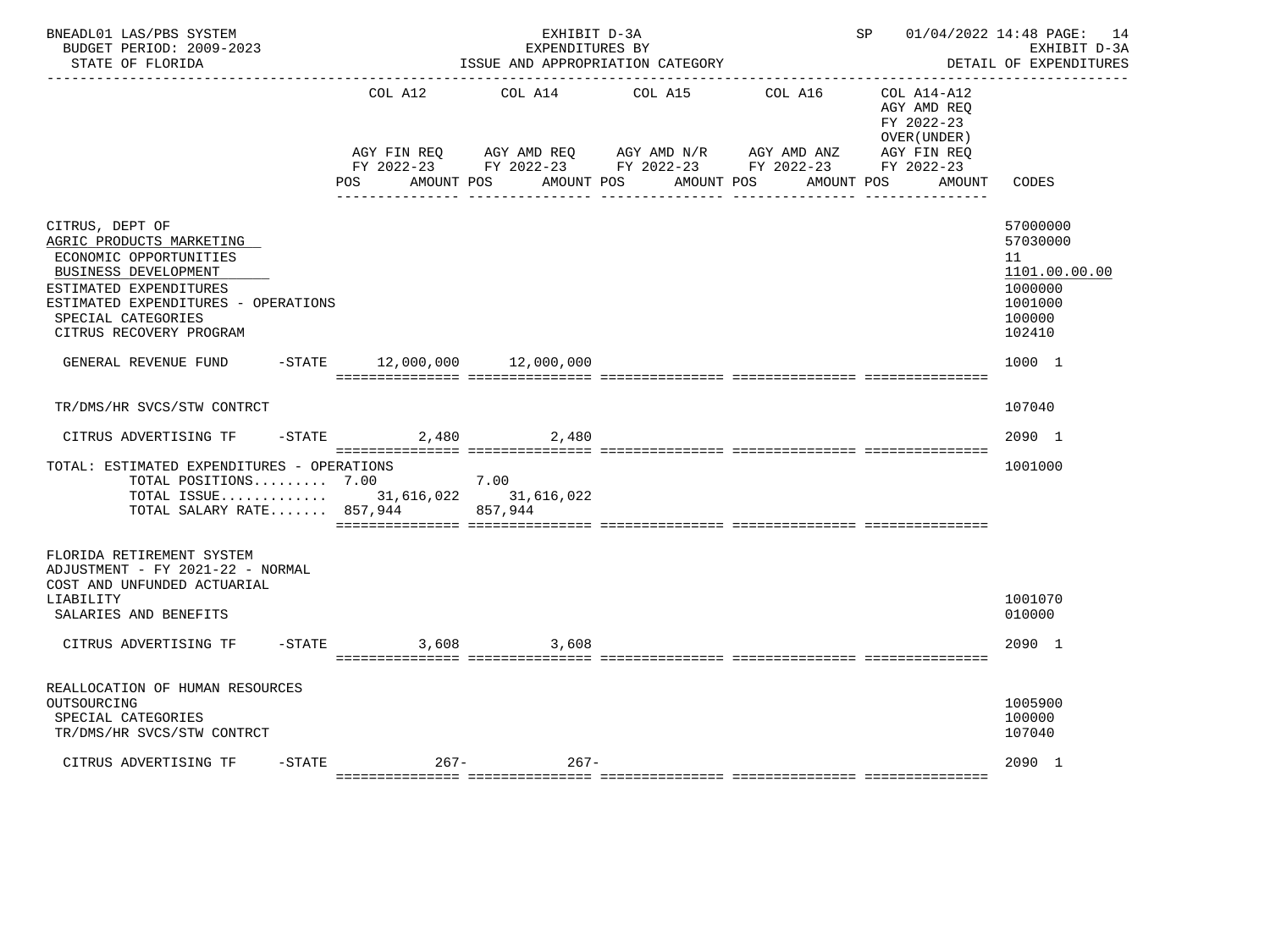BNEADL01 LAS/PBS SYSTEM — EXHIBIT D-3A — EXPENDITURES BY ISSUE AND APPROPRIATION CATEGORY — BUDGET PERIOD: 2009-2023 — STATE OF FLORIDA — SP 01/04/2022 14:48 — EXHIBIT D-3A DETAIL OF EXPENDITURES

| | COL A12 AGY FIN REQ FY 2022-23 POS AMOUNT | COL A14 AGY AMD REQ FY 2022-23 POS AMOUNT | COL A15 AGY AMD N/R FY 2022-23 POS AMOUNT | COL A16 AGY AMD ANZ FY 2022-23 POS AMOUNT | COL A14-A12 AGY AMD REQ FY 2022-23 OVER(UNDER) AGY FIN REQ FY 2022-23 POS AMOUNT | CODES |
|---|---|---|---|---|---|---|
| CITRUS, DEPT OF | | | | | | 57000000 |
| AGRIC PRODUCTS MARKETING | | | | | | 57030000 |
| ECONOMIC OPPORTUNITIES | | | | | | 11 |
| BUSINESS DEVELOPMENT | | | | | | 1101.00.00.00 |
| ESTIMATED EXPENDITURES | | | | | | 1000000 |
| ESTIMATED EXPENDITURES - OPERATIONS | | | | | | 1001000 |
| SPECIAL CATEGORIES | | | | | | 100000 |
| CITRUS RECOVERY PROGRAM | | | | | | 102410 |
| GENERAL REVENUE FUND -STATE | 12,000,000 | 12,000,000 | | | | 1000 1 |
| TR/DMS/HR SVCS/STW CONTRCT | | | | | | 107040 |
| CITRUS ADVERTISING TF -STATE | 2,480 | 2,480 | | | | 2090 1 |
| TOTAL: ESTIMATED EXPENDITURES - OPERATIONS | | | | | | 1001000 |
| TOTAL POSITIONS......... | 7.00 | 7.00 | | | | |
| TOTAL ISSUE............. | 31,616,022 | 31,616,022 | | | | |
| TOTAL SALARY RATE....... | 857,944 | 857,944 | | | | |
| FLORIDA RETIREMENT SYSTEM ADJUSTMENT - FY 2021-22 - NORMAL COST AND UNFUNDED ACTUARIAL LIABILITY | | | | | | 1001070 |
| SALARIES AND BENEFITS | | | | | | 010000 |
| CITRUS ADVERTISING TF -STATE | 3,608 | 3,608 | | | | 2090 1 |
| REALLOCATION OF HUMAN RESOURCES OUTSOURCING | | | | | | 1005900 |
| SPECIAL CATEGORIES | | | | | | 100000 |
| TR/DMS/HR SVCS/STW CONTRCT | | | | | | 107040 |
| CITRUS ADVERTISING TF -STATE | 267- | 267- | | | | 2090 1 |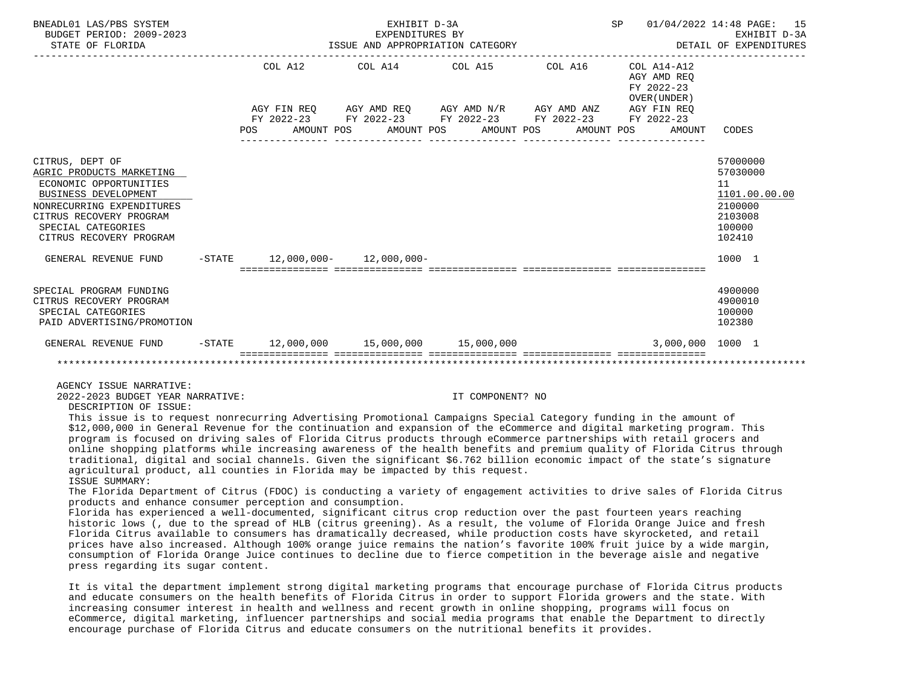BNEADL01 LAS/PBS SYSTEM | EXHIBIT D-3A | SP 01/04/2022 14:48 PAGE: 15
BUDGET PERIOD: 2009-2023 | EXPENDITURES BY | EXHIBIT D-3A
STATE OF FLORIDA | ISSUE AND APPROPRIATION CATEGORY | DETAIL OF EXPENDITURES

| | | COL A12 AGY FIN REQ FY 2022-23 POS AMOUNT | COL A14 AGY AMD REQ FY 2022-23 POS AMOUNT | COL A15 AGY AMD N/R FY 2022-23 POS AMOUNT | COL A16 AGY AMD ANZ FY 2022-23 POS AMOUNT | COL A14-A12 AGY AMD REQ FY 2022-23 OVER(UNDER) AGY FIN REQ FY 2022-23 POS AMOUNT | CODES |
|---|---|---|---|---|---|---|---|
| CITRUS, DEPT OF | | | | | | | 57000000 |
| AGRIC PRODUCTS MARKETING | | | | | | | 57030000 |
| ECONOMIC OPPORTUNITIES | | | | | | | 11 |
| BUSINESS DEVELOPMENT | | | | | | | 1101.00.00.00 |
| NONRECURRING EXPENDITURES | | | | | | | 2100000 |
| CITRUS RECOVERY PROGRAM | | | | | | | 2103008 |
| SPECIAL CATEGORIES | | | | | | | 100000 |
| CITRUS RECOVERY PROGRAM | | | | | | | 102410 |
| GENERAL REVENUE FUND | -STATE | 12,000,000- | 12,000,000- | | | | 1000 1 |
| SPECIAL PROGRAM FUNDING | | | | | | | 4900000 |
| CITRUS RECOVERY PROGRAM | | | | | | | 4900010 |
| SPECIAL CATEGORIES | | | | | | | 100000 |
| PAID ADVERTISING/PROMOTION | | | | | | | 102380 |
| GENERAL REVENUE FUND | -STATE | 12,000,000 | 15,000,000 | 15,000,000 | | 3,000,000 | 1000 1 |

AGENCY ISSUE NARRATIVE:
2022-2023 BUDGET YEAR NARRATIVE: IT COMPONENT? NO
DESCRIPTION OF ISSUE:
This issue is to request nonrecurring Advertising Promotional Campaigns Special Category funding in the amount of $12,000,000 in General Revenue for the continuation and expansion of the eCommerce and digital marketing program. This program is focused on driving sales of Florida Citrus products through eCommerce partnerships with retail grocers and online shopping platforms while increasing awareness of the health benefits and premium quality of Florida Citrus through traditional, digital and social channels. Given the significant $6.762 billion economic impact of the state's signature agricultural product, all counties in Florida may be impacted by this request.
ISSUE SUMMARY:
The Florida Department of Citrus (FDOC) is conducting a variety of engagement activities to drive sales of Florida Citrus products and enhance consumer perception and consumption.
Florida has experienced a well-documented, significant citrus crop reduction over the past fourteen years reaching historic lows (, due to the spread of HLB (citrus greening). As a result, the volume of Florida Orange Juice and fresh Florida Citrus available to consumers has dramatically decreased, while production costs have skyrocketed, and retail prices have also increased. Although 100% orange juice remains the nation's favorite 100% fruit juice by a wide margin, consumption of Florida Orange Juice continues to decline due to fierce competition in the beverage aisle and negative press regarding its sugar content.

It is vital the department implement strong digital marketing programs that encourage purchase of Florida Citrus products and educate consumers on the health benefits of Florida Citrus in order to support Florida growers and the state. With increasing consumer interest in health and wellness and recent growth in online shopping, programs will focus on eCommerce, digital marketing, influencer partnerships and social media programs that enable the Department to directly encourage purchase of Florida Citrus and educate consumers on the nutritional benefits it provides.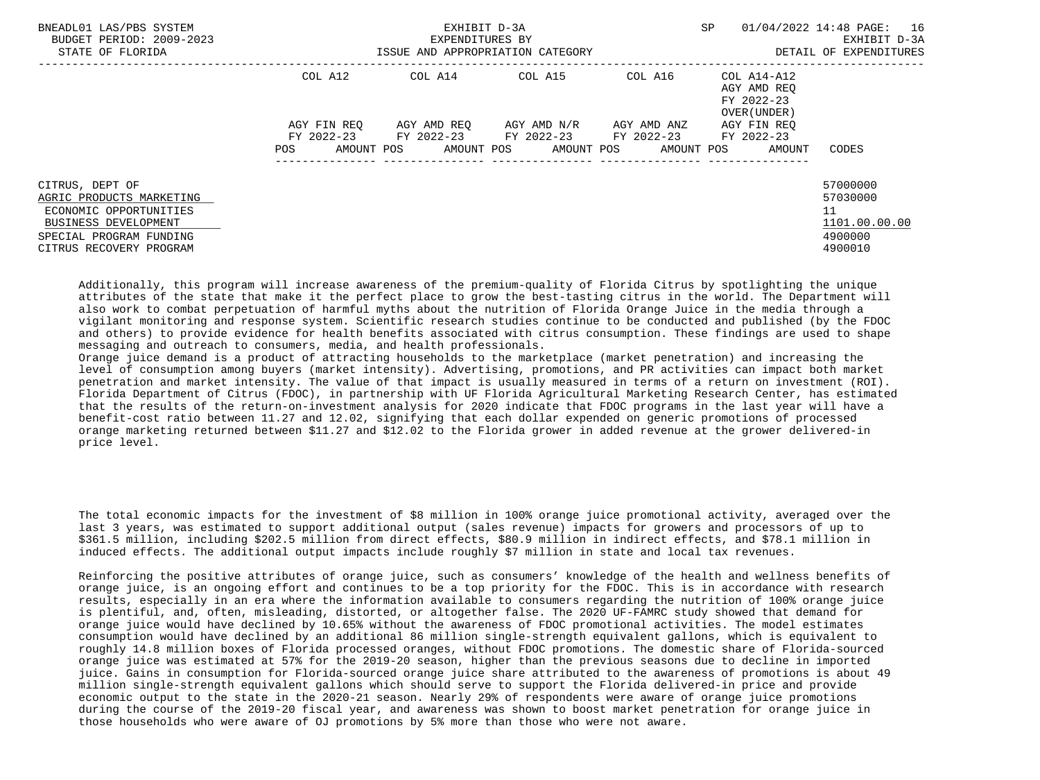| | COL A12 | COL A14 | COL A15 | COL A16 | COL A14-A12 AGY AMD REQ FY 2022-23 OVER(UNDER) | |
|---|---|---|---|---|---|---|
| | AGY FIN REQ FY 2022-23 | AGY AMD REQ FY 2022-23 | AGY AMD N/R FY 2022-23 | AGY AMD ANZ FY 2022-23 | AGY FIN REQ FY 2022-23 | |
| | POS AMOUNT | POS AMOUNT | POS AMOUNT | POS AMOUNT | POS AMOUNT | CODES |
| CITRUS, DEPT OF | | | | | | 57000000 |
| AGRIC PRODUCTS MARKETING | | | | | | 57030000 |
| ECONOMIC OPPORTUNITIES | | | | | | 11 |
| BUSINESS DEVELOPMENT | | | | | | 1101.00.00.00 |
| SPECIAL PROGRAM FUNDING | | | | | | 4900000 |
| CITRUS RECOVERY PROGRAM | | | | | | 4900010 |

Additionally, this program will increase awareness of the premium-quality of Florida Citrus by spotlighting the unique attributes of the state that make it the perfect place to grow the best-tasting citrus in the world. The Department will also work to combat perpetuation of harmful myths about the nutrition of Florida Orange Juice in the media through a vigilant monitoring and response system. Scientific research studies continue to be conducted and published (by the FDOC and others) to provide evidence for health benefits associated with citrus consumption. These findings are used to shape messaging and outreach to consumers, media, and health professionals.

Orange juice demand is a product of attracting households to the marketplace (market penetration) and increasing the level of consumption among buyers (market intensity). Advertising, promotions, and PR activities can impact both market penetration and market intensity. The value of that impact is usually measured in terms of a return on investment (ROI). Florida Department of Citrus (FDOC), in partnership with UF Florida Agricultural Marketing Research Center, has estimated that the results of the return-on-investment analysis for 2020 indicate that FDOC programs in the last year will have a benefit-cost ratio between 11.27 and 12.02, signifying that each dollar expended on generic promotions of processed orange marketing returned between $11.27 and $12.02 to the Florida grower in added revenue at the grower delivered-in price level.

The total economic impacts for the investment of $8 million in 100% orange juice promotional activity, averaged over the last 3 years, was estimated to support additional output (sales revenue) impacts for growers and processors of up to $361.5 million, including $202.5 million from direct effects, $80.9 million in indirect effects, and $78.1 million in induced effects. The additional output impacts include roughly $7 million in state and local tax revenues.

Reinforcing the positive attributes of orange juice, such as consumers' knowledge of the health and wellness benefits of orange juice, is an ongoing effort and continues to be a top priority for the FDOC. This is in accordance with research results, especially in an era where the information available to consumers regarding the nutrition of 100% orange juice is plentiful, and, often, misleading, distorted, or altogether false. The 2020 UF-FAMRC study showed that demand for orange juice would have declined by 10.65% without the awareness of FDOC promotional activities. The model estimates consumption would have declined by an additional 86 million single-strength equivalent gallons, which is equivalent to roughly 14.8 million boxes of Florida processed oranges, without FDOC promotions. The domestic share of Florida-sourced orange juice was estimated at 57% for the 2019-20 season, higher than the previous seasons due to decline in imported juice. Gains in consumption for Florida-sourced orange juice share attributed to the awareness of promotions is about 49 million single-strength equivalent gallons which should serve to support the Florida delivered-in price and provide economic output to the state in the 2020-21 season. Nearly 29% of respondents were aware of orange juice promotions during the course of the 2019-20 fiscal year, and awareness was shown to boost market penetration for orange juice in those households who were aware of OJ promotions by 5% more than those who were not aware.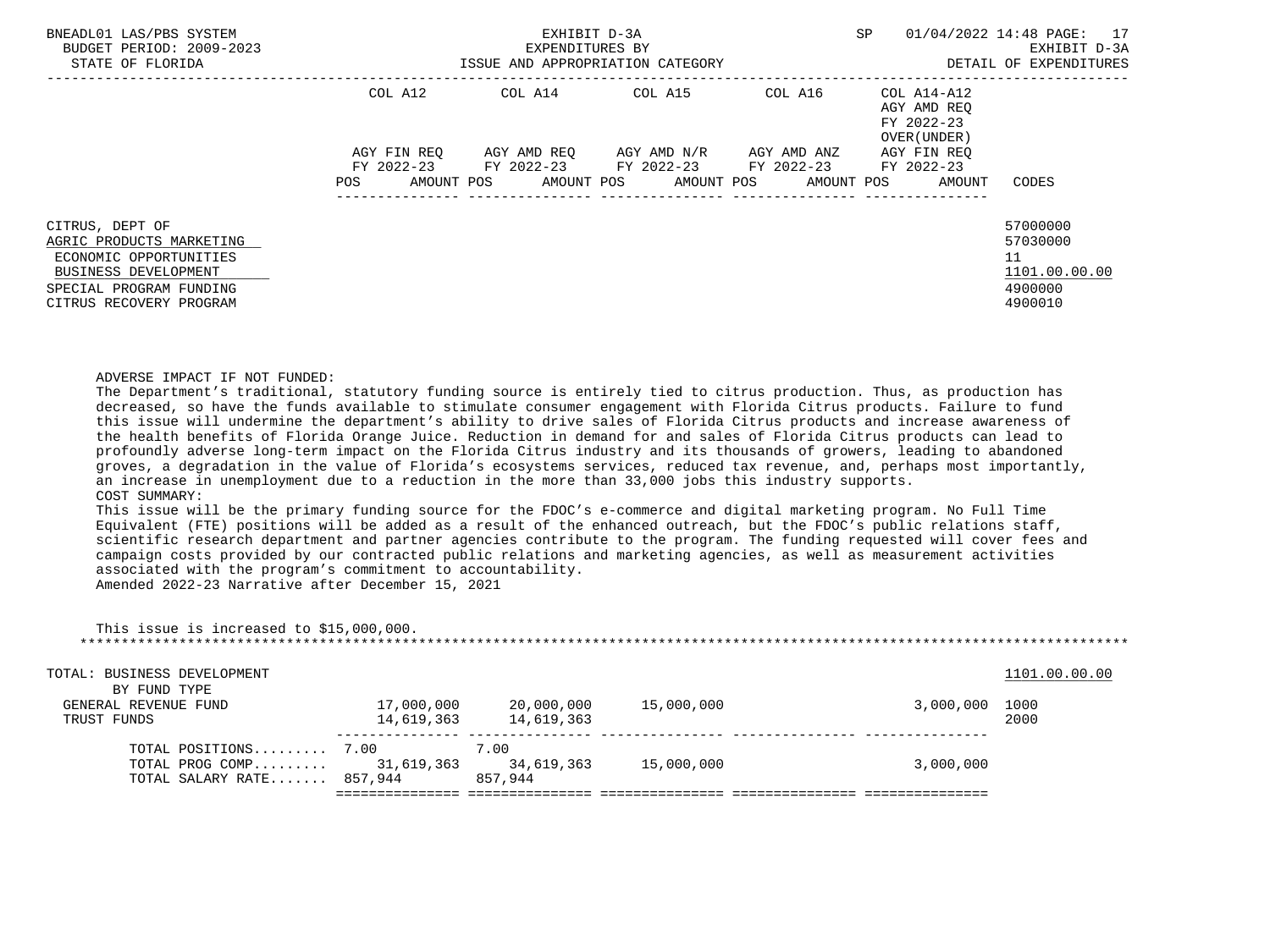| | COL A12 | COL A14 | COL A15 | COL A16 | COL A14-A12 AGY AMD REQ FY 2022-23 OVER(UNDER) | |
|---|---|---|---|---|---|---|
| | AGY FIN REQ FY 2022-23 | AGY AMD REQ FY 2022-23 | AGY AMD N/R FY 2022-23 | AGY AMD ANZ FY 2022-23 | AGY FIN REQ FY 2022-23 | |
| | POS AMOUNT | POS AMOUNT | POS AMOUNT | POS AMOUNT | POS AMOUNT | CODES |

CITRUS, DEPT OF — 57000000
AGRIC PRODUCTS MARKETING — 57030000
ECONOMIC OPPORTUNITIES — 11
BUSINESS DEVELOPMENT — 1101.00.00.00
SPECIAL PROGRAM FUNDING — 4900000
CITRUS RECOVERY PROGRAM — 4900010

ADVERSE IMPACT IF NOT FUNDED:
The Department's traditional, statutory funding source is entirely tied to citrus production. Thus, as production has decreased, so have the funds available to stimulate consumer engagement with Florida Citrus products. Failure to fund this issue will undermine the department's ability to drive sales of Florida Citrus products and increase awareness of the health benefits of Florida Orange Juice. Reduction in demand for and sales of Florida Citrus products can lead to profoundly adverse long-term impact on the Florida Citrus industry and its thousands of growers, leading to abandoned groves, a degradation in the value of Florida's ecosystems services, reduced tax revenue, and, perhaps most importantly, an increase in unemployment due to a reduction in the more than 33,000 jobs this industry supports.
COST SUMMARY:
This issue will be the primary funding source for the FDOC's e-commerce and digital marketing program. No Full Time Equivalent (FTE) positions will be added as a result of the enhanced outreach, but the FDOC's public relations staff, scientific research department and partner agencies contribute to the program. The funding requested will cover fees and campaign costs provided by our contracted public relations and marketing agencies, as well as measurement activities associated with the program's commitment to accountability.
Amended 2022-23 Narrative after December 15, 2021

This issue is increased to $15,000,000.

TOTAL: BUSINESS DEVELOPMENT — 1101.00.00.00

| BY FUND TYPE | COL A12 | COL A14 | COL A15 | COL A16 | COL A14-A12 | CODES |
|---|---|---|---|---|---|---|
| GENERAL REVENUE FUND | 17,000,000 | 20,000,000 | 15,000,000 | | 3,000,000 | 1000 |
| TRUST FUNDS | 14,619,363 | 14,619,363 | | | | 2000 |
| TOTAL POSITIONS......... | 7.00 | 7.00 | | | | |
| TOTAL PROG COMP......... | 31,619,363 | 34,619,363 | 15,000,000 | | 3,000,000 | |
| TOTAL SALARY RATE....... | 857,944 | 857,944 | | | | |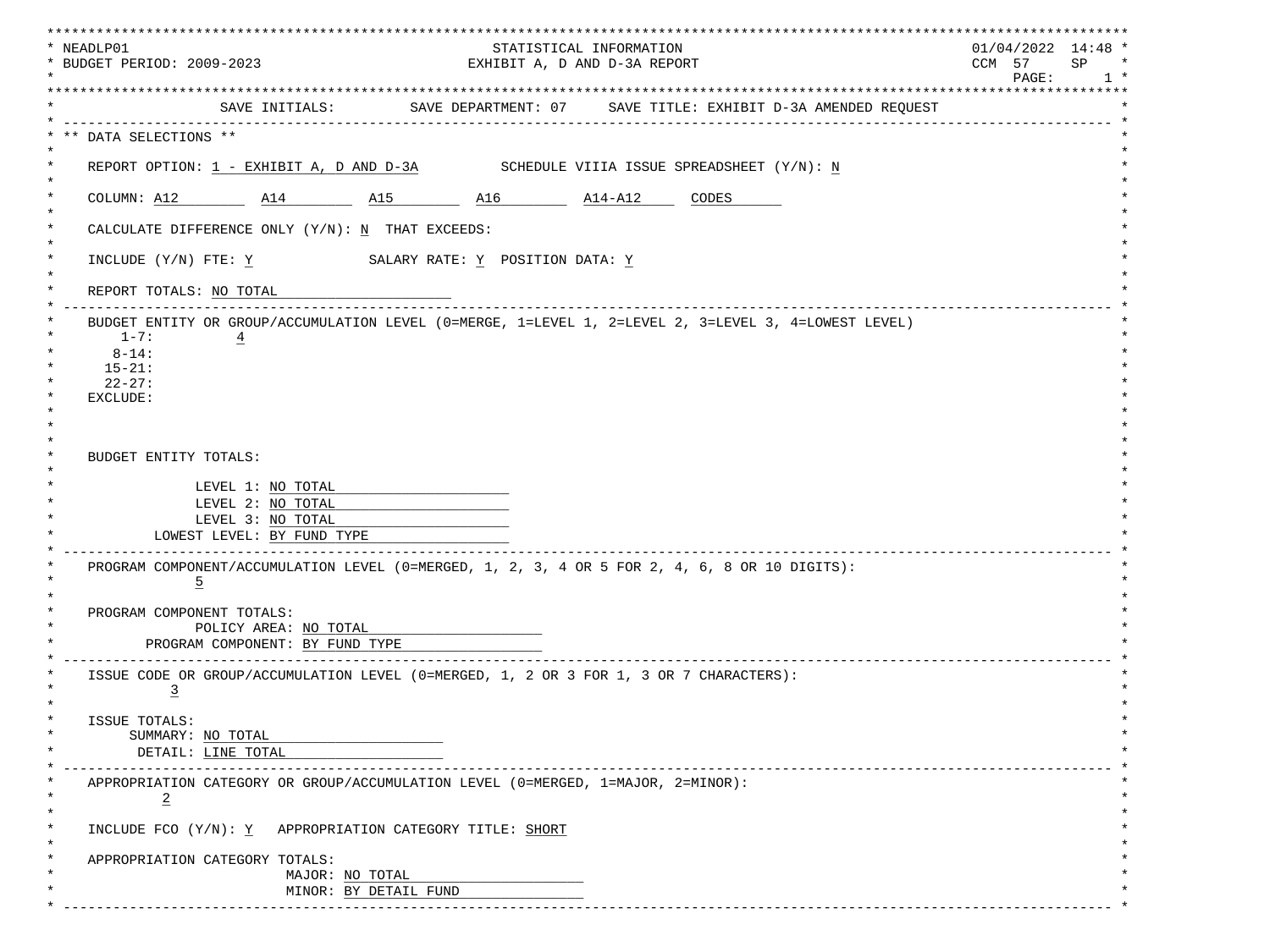NEADLP01 | STATISTICAL INFORMATION | 01/04/2022 14:48
BUDGET PERIOD: 2009-2023 | EXHIBIT A, D AND D-3A REPORT | CCM 57 SP
PAGE: 1

SAVE INITIALS: SAVE DEPARTMENT: 07 SAVE TITLE: EXHIBIT D-3A AMENDED REQUEST

## ** DATA SELECTIONS **

REPORT OPTION: 1 - EXHIBIT A, D AND D-3A SCHEDULE VIIIA ISSUE SPREADSHEET (Y/N): N

COLUMN: A12 A14 A15 A16 A14-A12 CODES

CALCULATE DIFFERENCE ONLY (Y/N): N THAT EXCEEDS:

INCLUDE (Y/N) FTE: Y SALARY RATE: Y POSITION DATA: Y

REPORT TOTALS: NO TOTAL

---

BUDGET ENTITY OR GROUP/ACCUMULATION LEVEL (0=MERGE, 1=LEVEL 1, 2=LEVEL 2, 3=LEVEL 3, 4=LOWEST LEVEL)

- 1-7: 4
- 8-14:
- 15-21:
- 22-27:
- EXCLUDE:

BUDGET ENTITY TOTALS:

- LEVEL 1: NO TOTAL
- LEVEL 2: NO TOTAL
- LEVEL 3: NO TOTAL
- LOWEST LEVEL: BY FUND TYPE

---

PROGRAM COMPONENT/ACCUMULATION LEVEL (0=MERGED, 1, 2, 3, 4 OR 5 FOR 2, 4, 6, 8 OR 10 DIGITS):
5

PROGRAM COMPONENT TOTALS:

- POLICY AREA: NO TOTAL
- PROGRAM COMPONENT: BY FUND TYPE

---

ISSUE CODE OR GROUP/ACCUMULATION LEVEL (0=MERGED, 1, 2 OR 3 FOR 1, 3 OR 7 CHARACTERS):
3

ISSUE TOTALS:

- SUMMARY: NO TOTAL
- DETAIL: LINE TOTAL

---

APPROPRIATION CATEGORY OR GROUP/ACCUMULATION LEVEL (0=MERGED, 1=MAJOR, 2=MINOR):
2

INCLUDE FCO (Y/N): Y APPROPRIATION CATEGORY TITLE: SHORT

APPROPRIATION CATEGORY TOTALS:

- MAJOR: NO TOTAL
- MINOR: BY DETAIL FUND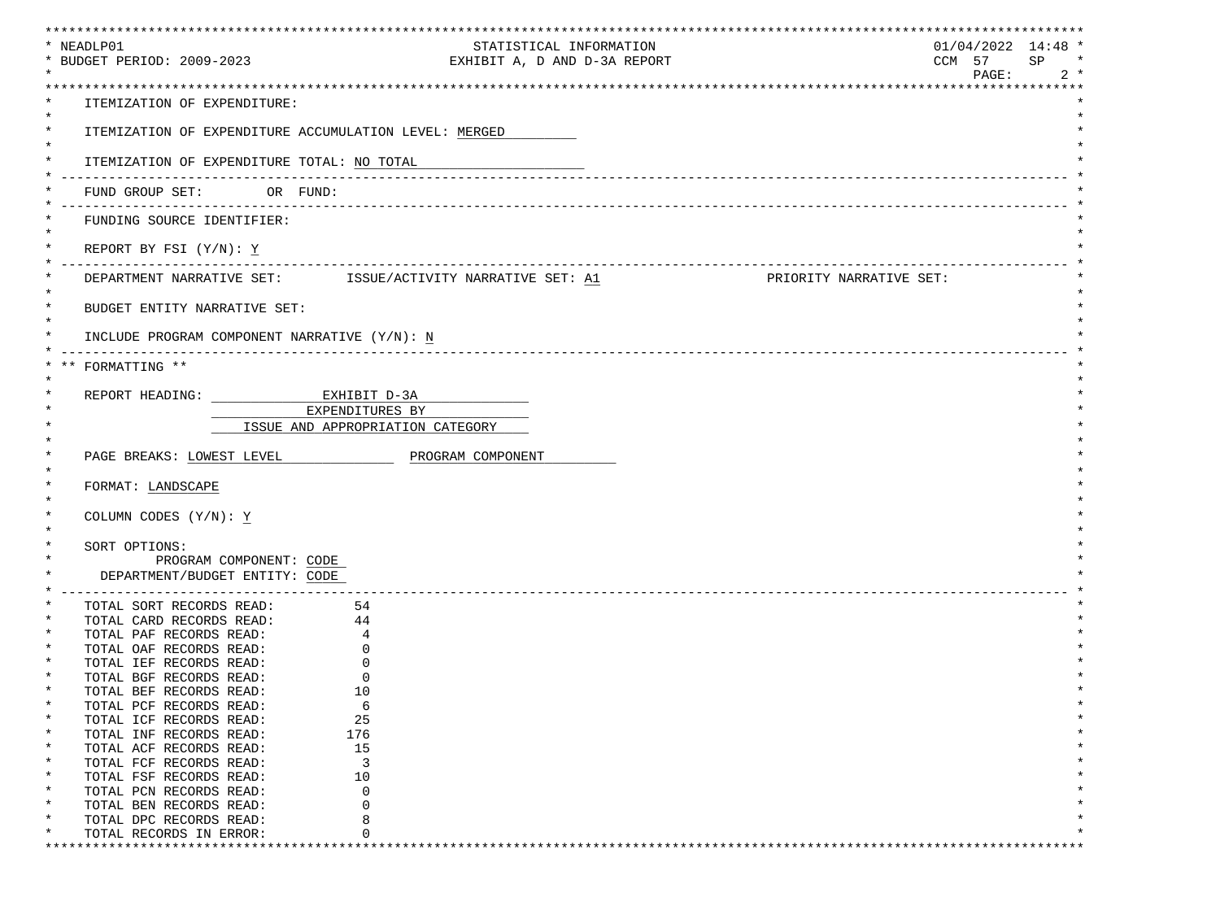NEADLP01 — STATISTICAL INFORMATION — 01/04/2022 14:48

BUDGET PERIOD: 2009-2023 — EXHIBIT A, D AND D-3A REPORT — CCM 57 SP

ITEMIZATION OF EXPENDITURE:

ITEMIZATION OF EXPENDITURE ACCUMULATION LEVEL: MERGED

ITEMIZATION OF EXPENDITURE TOTAL: NO TOTAL

FUND GROUP SET: OR FUND:

FUNDING SOURCE IDENTIFIER:

REPORT BY FSI (Y/N): Y

DEPARTMENT NARRATIVE SET: ISSUE/ACTIVITY NARRATIVE SET: A1 PRIORITY NARRATIVE SET:

BUDGET ENTITY NARRATIVE SET:

INCLUDE PROGRAM COMPONENT NARRATIVE (Y/N): N

** FORMATTING **

REPORT HEADING: EXHIBIT D-3A
EXPENDITURES BY
ISSUE AND APPROPRIATION CATEGORY

PAGE BREAKS: LOWEST LEVEL PROGRAM COMPONENT

FORMAT: LANDSCAPE

COLUMN CODES (Y/N): Y

SORT OPTIONS:
PROGRAM COMPONENT: CODE
DEPARTMENT/BUDGET ENTITY: CODE

| | |
|---|---|
| TOTAL SORT RECORDS READ: | 54 |
| TOTAL CARD RECORDS READ: | 44 |
| TOTAL PAF RECORDS READ: | 4 |
| TOTAL OAF RECORDS READ: | 0 |
| TOTAL IEF RECORDS READ: | 0 |
| TOTAL BGF RECORDS READ: | 0 |
| TOTAL BEF RECORDS READ: | 10 |
| TOTAL PCF RECORDS READ: | 6 |
| TOTAL ICF RECORDS READ: | 25 |
| TOTAL INF RECORDS READ: | 176 |
| TOTAL ACF RECORDS READ: | 15 |
| TOTAL FCF RECORDS READ: | 3 |
| TOTAL FSF RECORDS READ: | 10 |
| TOTAL PCN RECORDS READ: | 0 |
| TOTAL BEN RECORDS READ: | 0 |
| TOTAL DPC RECORDS READ: | 8 |
| TOTAL RECORDS IN ERROR: | 0 |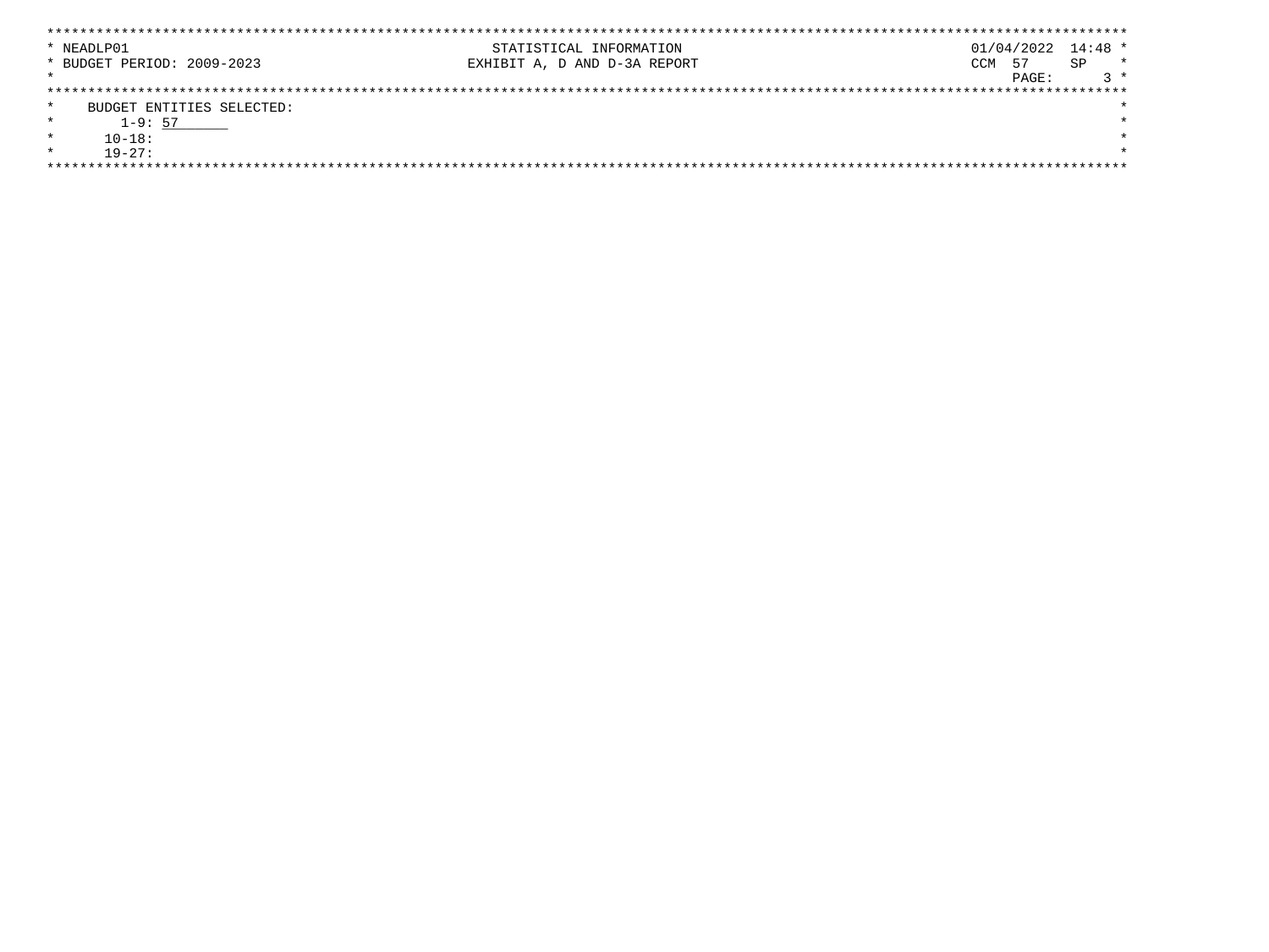```
*******************************************************************************************************************************
* NEADLP01                                        STATISTICAL INFORMATION                                    01/04/2022  14:48 *
* BUDGET PERIOD: 2009-2023                        EXHIBIT A, D AND D-3A REPORT                               CCM  57     SP    *
*                                                                                                                  PAGE:     3 *
*******************************************************************************************************************************
*    BUDGET ENTITIES SELECTED:                                                                                                 *
*       1-9: 57______                                                                                                          *
*      10-18:                                                                                                                  *
*      19-27:                                                                                                                  *
*******************************************************************************************************************************
```